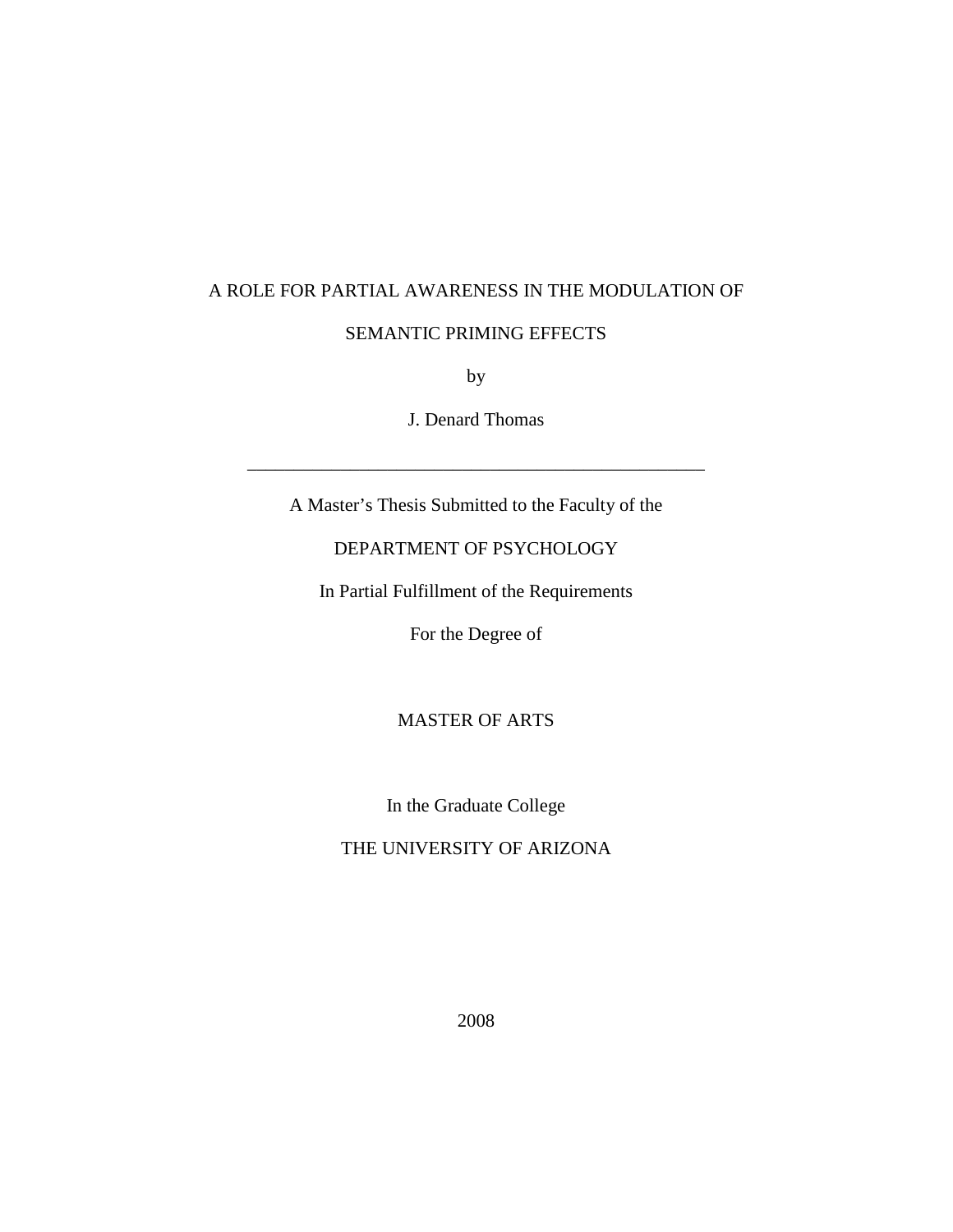# A ROLE FOR PARTIAL AWARENESS IN THE MODULATION OF SEMANTIC PRIMING EFFECTS

by

J. Denard Thomas

---

A Master's Thesis Submitted to the Faculty of the

DEPARTMENT OF PSYCHOLOGY

In Partial Fulfillment of the Requirements

For the Degree of

MASTER OF ARTS

In the Graduate College

THE UNIVERSITY OF ARIZONA

2008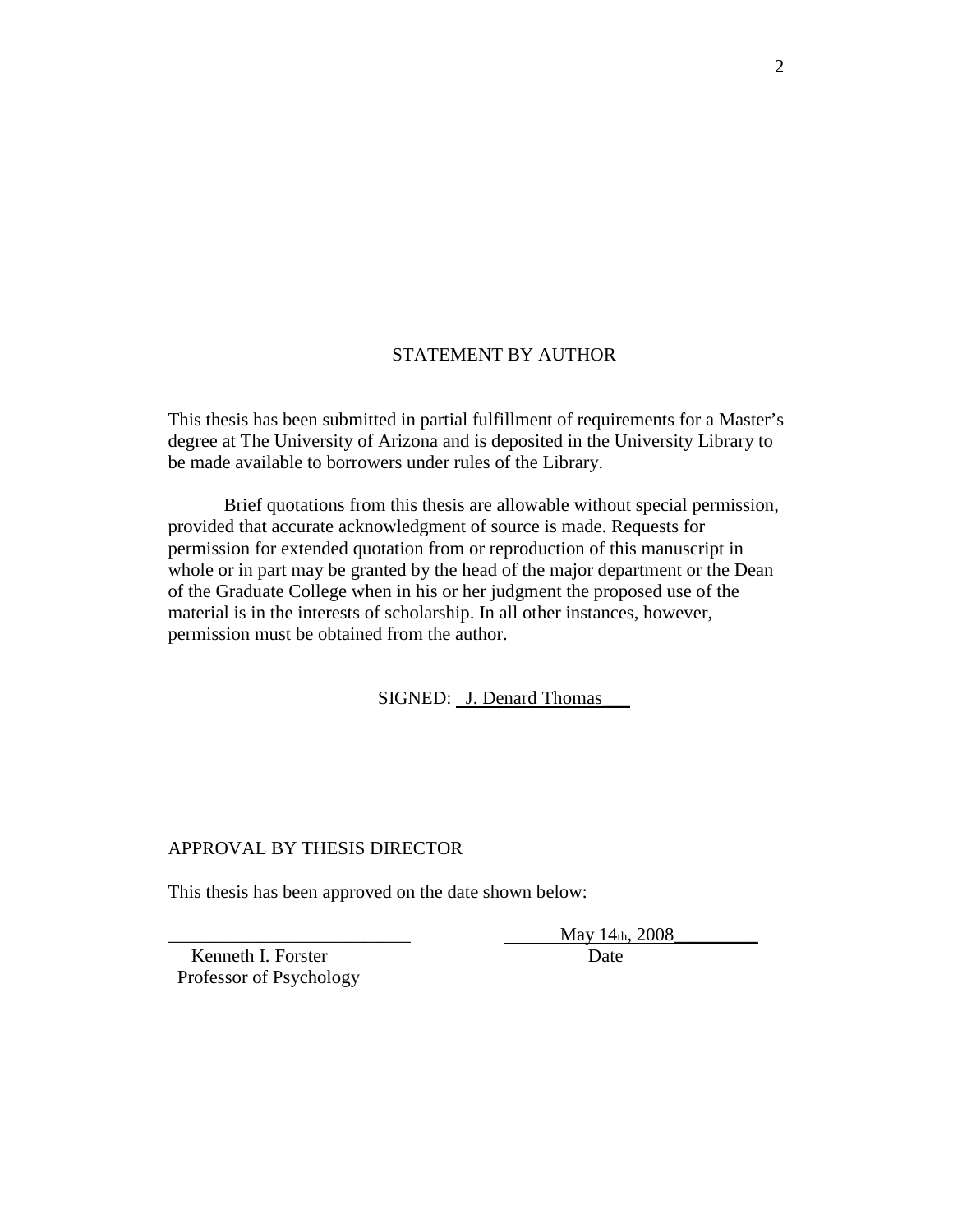## STATEMENT BY AUTHOR

This thesis has been submitted in partial fulfillment of requirements for a Master's degree at The University of Arizona and is deposited in the University Library to be made available to borrowers under rules of the Library.

Brief quotations from this thesis are allowable without special permission, provided that accurate acknowledgment of source is made. Requests for permission for extended quotation from or reproduction of this manuscript in whole or in part may be granted by the head of the major department or the Dean of the Graduate College when in his or her judgment the proposed use of the material is in the interests of scholarship. In all other instances, however, permission must be obtained from the author.

SIGNED: J. Denard Thomas

## APPROVAL BY THESIS DIRECTOR

This thesis has been approved on the date shown below:

__________________________ May 14th, 2008

Kenneth I. Forster  
Professor of Psychology  
Date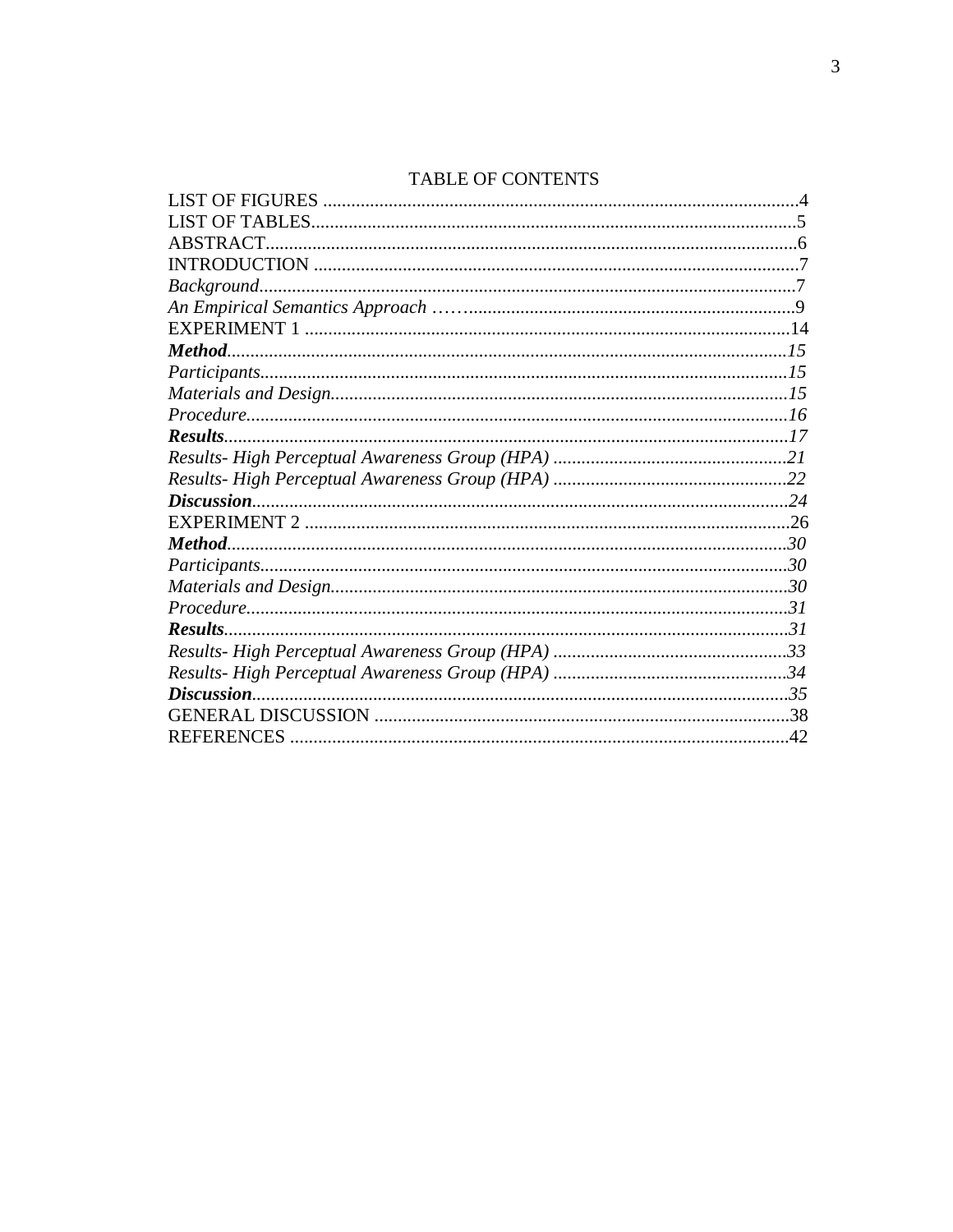# TABLE OF CONTENTS

LIST OF FIGURES ....................................................................................................4
LIST OF TABLES......................................................................................................5
ABSTRACT...............................................................................................................6
INTRODUCTION .....................................................................................................7
*Background*.................................................................................................................7
*An Empirical Semantics Approach* ……......................................................................9
EXPERIMENT 1 .......................................................................................................14
***Method***.......................................................................................................................*15*
*Participants*.................................................................................................................*15*
*Materials and Design*.................................................................................................*15*
*Procedure*...................................................................................................................*16*
***Results***.......................................................................................................................*17*
*Results- High Perceptual Awareness Group (HPA)* ..................................................*21*
*Results- High Perceptual Awareness Group (HPA)* ..................................................*22*
***Discussion***.................................................................................................................*24*
EXPERIMENT 2 .......................................................................................................26
***Method***.......................................................................................................................*30*
*Participants*.................................................................................................................*30*
*Materials and Design*.................................................................................................*30*
*Procedure*...................................................................................................................*31*
***Results***.......................................................................................................................*31*
*Results- High Perceptual Awareness Group (HPA)* ..................................................*33*
*Results- High Perceptual Awareness Group (HPA)* ..................................................*34*
***Discussion***.................................................................................................................*35*
GENERAL DISCUSSION ........................................................................................38
REFERENCES .........................................................................................................42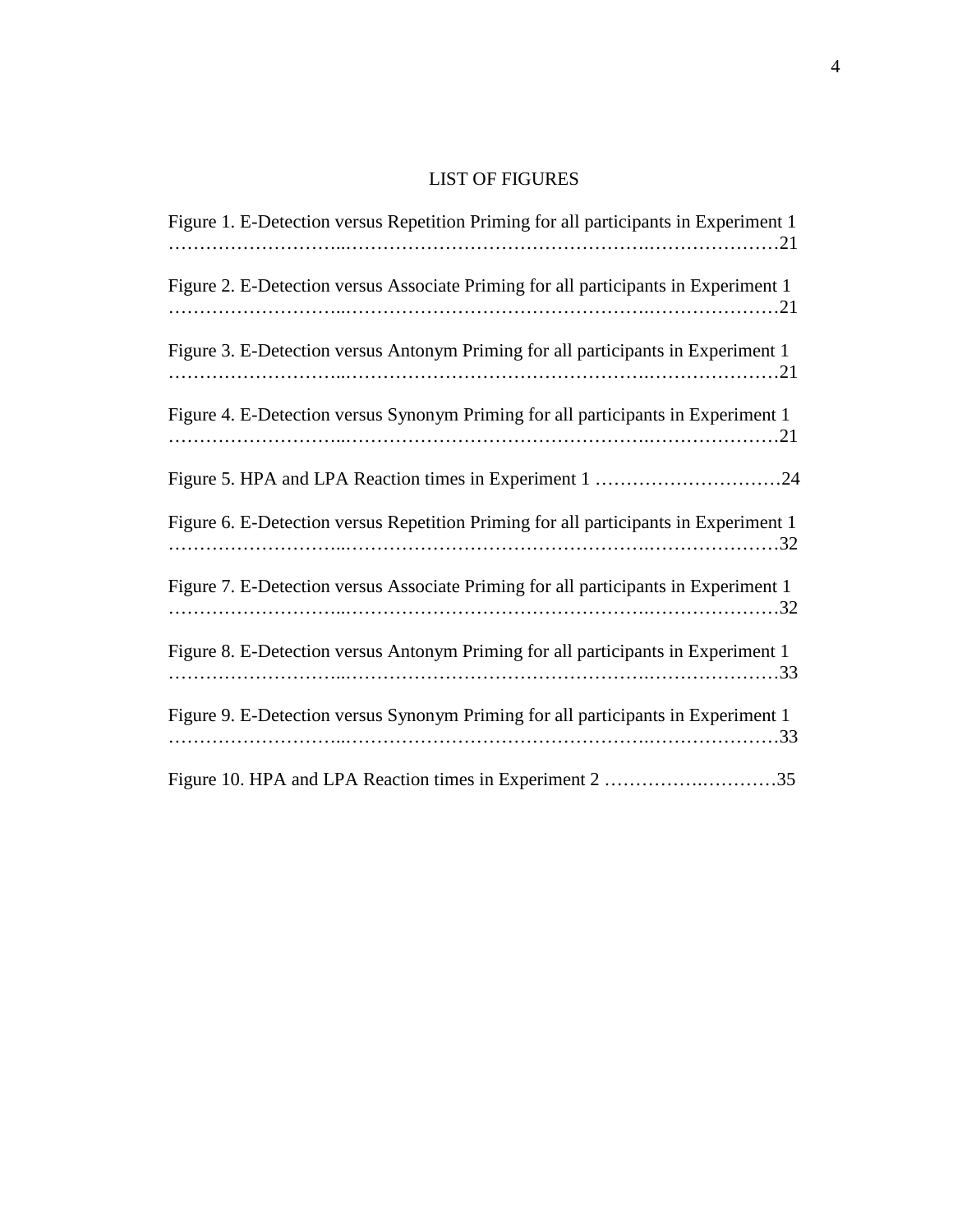# LIST OF FIGURES

Figure 1. E-Detection versus Repetition Priming for all participants in Experiment 1 ……………………..…………………………………………….…………………21

Figure 2. E-Detection versus Associate Priming for all participants in Experiment 1 ……………………..…………………………………………….…………………21

Figure 3. E-Detection versus Antonym Priming for all participants in Experiment 1 ……………………..…………………………………………….…………………21

Figure 4. E-Detection versus Synonym Priming for all participants in Experiment 1 ……………………..…………………………………………….…………………21

Figure 5. HPA and LPA Reaction times in Experiment 1 …………………………24

Figure 6. E-Detection versus Repetition Priming for all participants in Experiment 1 ……………………..…………………………………………….…………………32

Figure 7. E-Detection versus Associate Priming for all participants in Experiment 1 ……………………..…………………………………………….…………………32

Figure 8. E-Detection versus Antonym Priming for all participants in Experiment 1 ……………………..…………………………………………….…………………33

Figure 9. E-Detection versus Synonym Priming for all participants in Experiment 1 ……………………..…………………………………………….…………………33

Figure 10. HPA and LPA Reaction times in Experiment 2 ………….…………35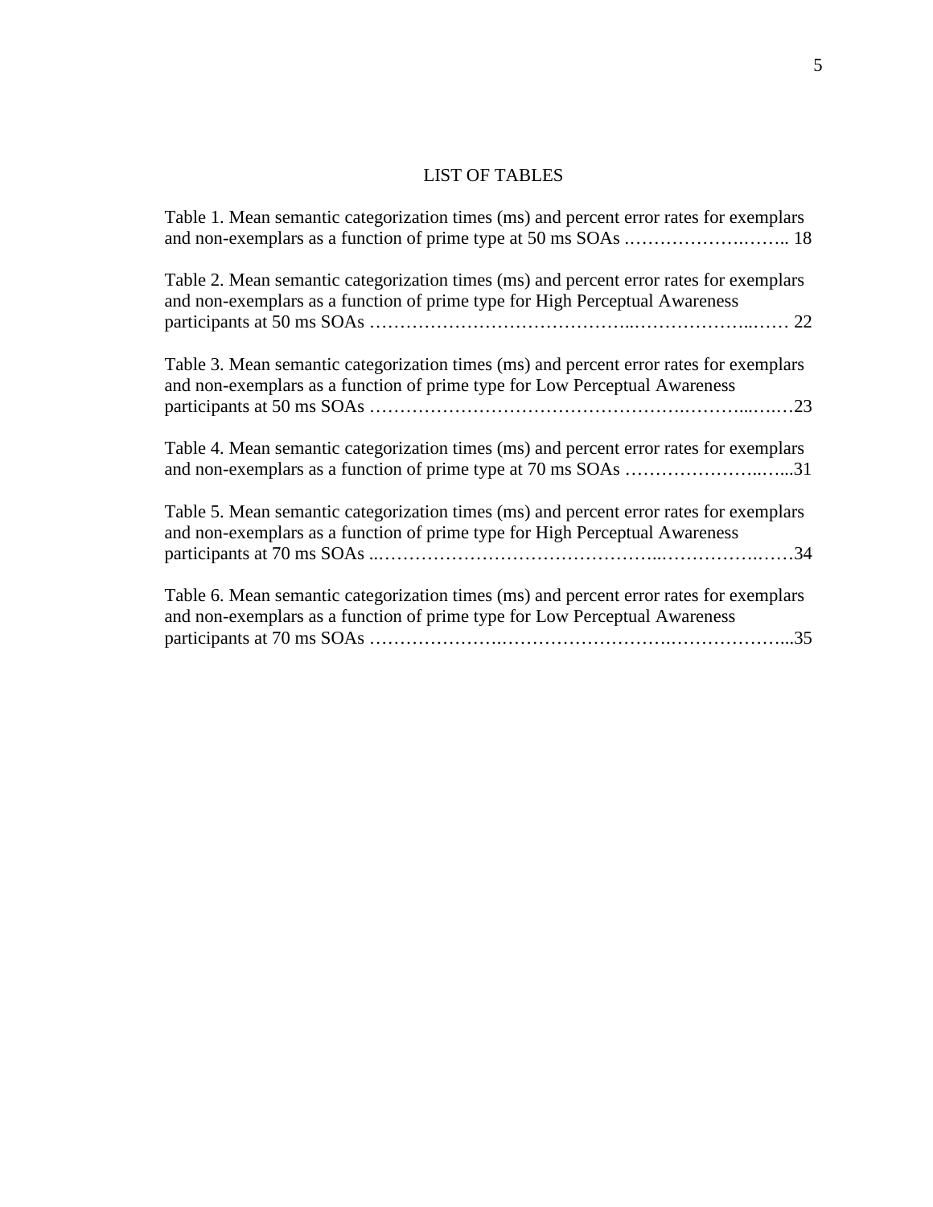# LIST OF TABLES

Table 1. Mean semantic categorization times (ms) and percent error rates for exemplars and non-exemplars as a function of prime type at 50 ms SOAs .…………………….…….. 18

Table 2. Mean semantic categorization times (ms) and percent error rates for exemplars and non-exemplars as a function of prime type for High Perceptual Awareness participants at 50 ms SOAs …………………………………..………………..…… 22

Table 3. Mean semantic categorization times (ms) and percent error rates for exemplars and non-exemplars as a function of prime type for Low Perceptual Awareness participants at 50 ms SOAs ………………………………………….………...….…23

Table 4. Mean semantic categorization times (ms) and percent error rates for exemplars and non-exemplars as a function of prime type at 70 ms SOAs …………………..…...31

Table 5. Mean semantic categorization times (ms) and percent error rates for exemplars and non-exemplars as a function of prime type for High Perceptual Awareness participants at 70 ms SOAs ..……………………………………..…………….……34

Table 6. Mean semantic categorization times (ms) and percent error rates for exemplars and non-exemplars as a function of prime type for Low Perceptual Awareness participants at 70 ms SOAs ………………….……………………….………………...35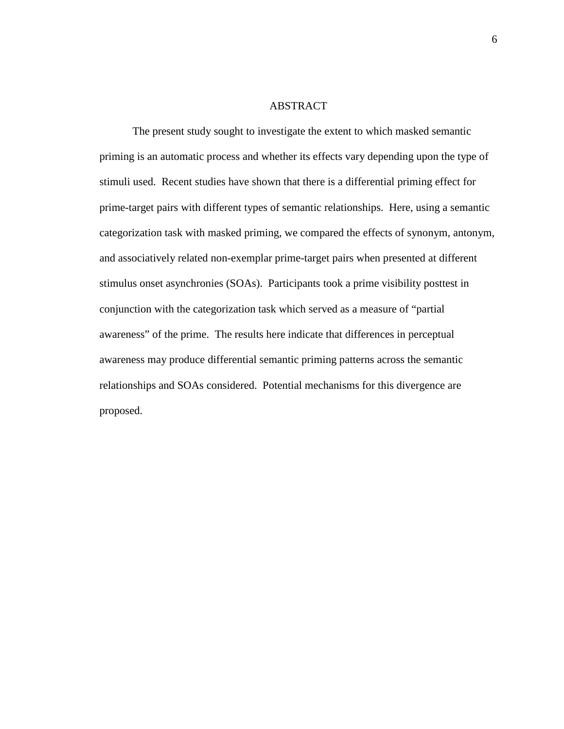# ABSTRACT

The present study sought to investigate the extent to which masked semantic priming is an automatic process and whether its effects vary depending upon the type of stimuli used. Recent studies have shown that there is a differential priming effect for prime-target pairs with different types of semantic relationships. Here, using a semantic categorization task with masked priming, we compared the effects of synonym, antonym, and associatively related non-exemplar prime-target pairs when presented at different stimulus onset asynchronies (SOAs). Participants took a prime visibility posttest in conjunction with the categorization task which served as a measure of "partial awareness" of the prime. The results here indicate that differences in perceptual awareness may produce differential semantic priming patterns across the semantic relationships and SOAs considered. Potential mechanisms for this divergence are proposed.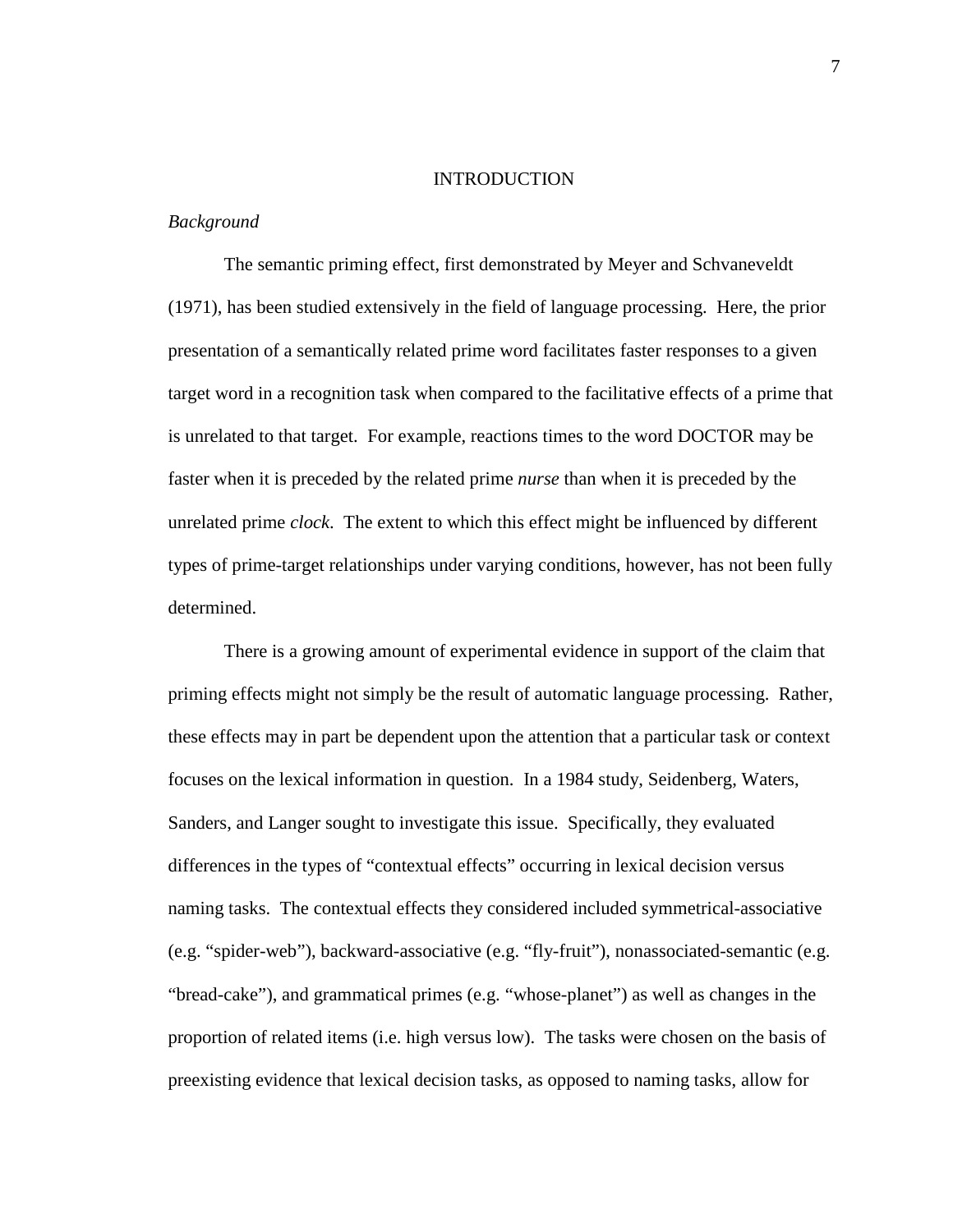# INTRODUCTION

*Background*

The semantic priming effect, first demonstrated by Meyer and Schvaneveldt (1971), has been studied extensively in the field of language processing. Here, the prior presentation of a semantically related prime word facilitates faster responses to a given target word in a recognition task when compared to the facilitative effects of a prime that is unrelated to that target. For example, reactions times to the word DOCTOR may be faster when it is preceded by the related prime *nurse* than when it is preceded by the unrelated prime *clock*. The extent to which this effect might be influenced by different types of prime-target relationships under varying conditions, however, has not been fully determined.

There is a growing amount of experimental evidence in support of the claim that priming effects might not simply be the result of automatic language processing. Rather, these effects may in part be dependent upon the attention that a particular task or context focuses on the lexical information in question. In a 1984 study, Seidenberg, Waters, Sanders, and Langer sought to investigate this issue. Specifically, they evaluated differences in the types of "contextual effects" occurring in lexical decision versus naming tasks. The contextual effects they considered included symmetrical-associative (e.g. "spider-web"), backward-associative (e.g. "fly-fruit"), nonassociated-semantic (e.g. "bread-cake"), and grammatical primes (e.g. "whose-planet") as well as changes in the proportion of related items (i.e. high versus low). The tasks were chosen on the basis of preexisting evidence that lexical decision tasks, as opposed to naming tasks, allow for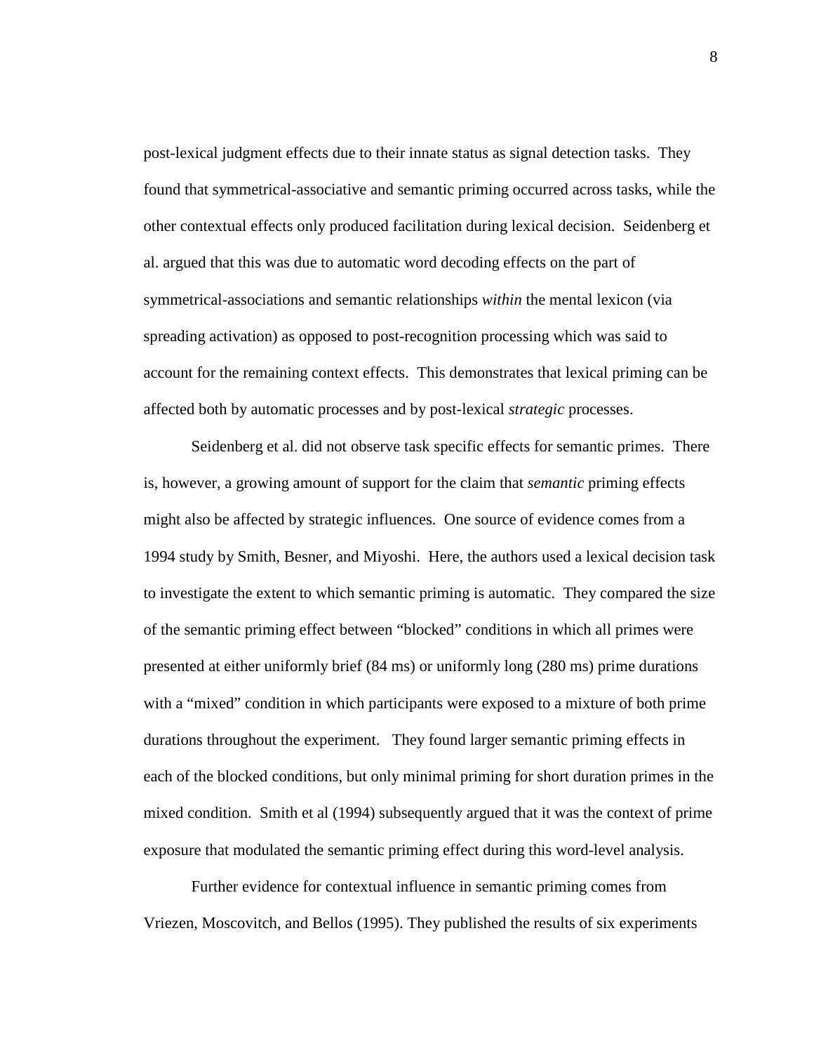post-lexical judgment effects due to their innate status as signal detection tasks. They found that symmetrical-associative and semantic priming occurred across tasks, while the other contextual effects only produced facilitation during lexical decision. Seidenberg et al. argued that this was due to automatic word decoding effects on the part of symmetrical-associations and semantic relationships *within* the mental lexicon (via spreading activation) as opposed to post-recognition processing which was said to account for the remaining context effects. This demonstrates that lexical priming can be affected both by automatic processes and by post-lexical *strategic* processes.

Seidenberg et al. did not observe task specific effects for semantic primes. There is, however, a growing amount of support for the claim that *semantic* priming effects might also be affected by strategic influences. One source of evidence comes from a 1994 study by Smith, Besner, and Miyoshi. Here, the authors used a lexical decision task to investigate the extent to which semantic priming is automatic. They compared the size of the semantic priming effect between "blocked" conditions in which all primes were presented at either uniformly brief (84 ms) or uniformly long (280 ms) prime durations with a "mixed" condition in which participants were exposed to a mixture of both prime durations throughout the experiment. They found larger semantic priming effects in each of the blocked conditions, but only minimal priming for short duration primes in the mixed condition. Smith et al (1994) subsequently argued that it was the context of prime exposure that modulated the semantic priming effect during this word-level analysis.

Further evidence for contextual influence in semantic priming comes from Vriezen, Moscovitch, and Bellos (1995). They published the results of six experiments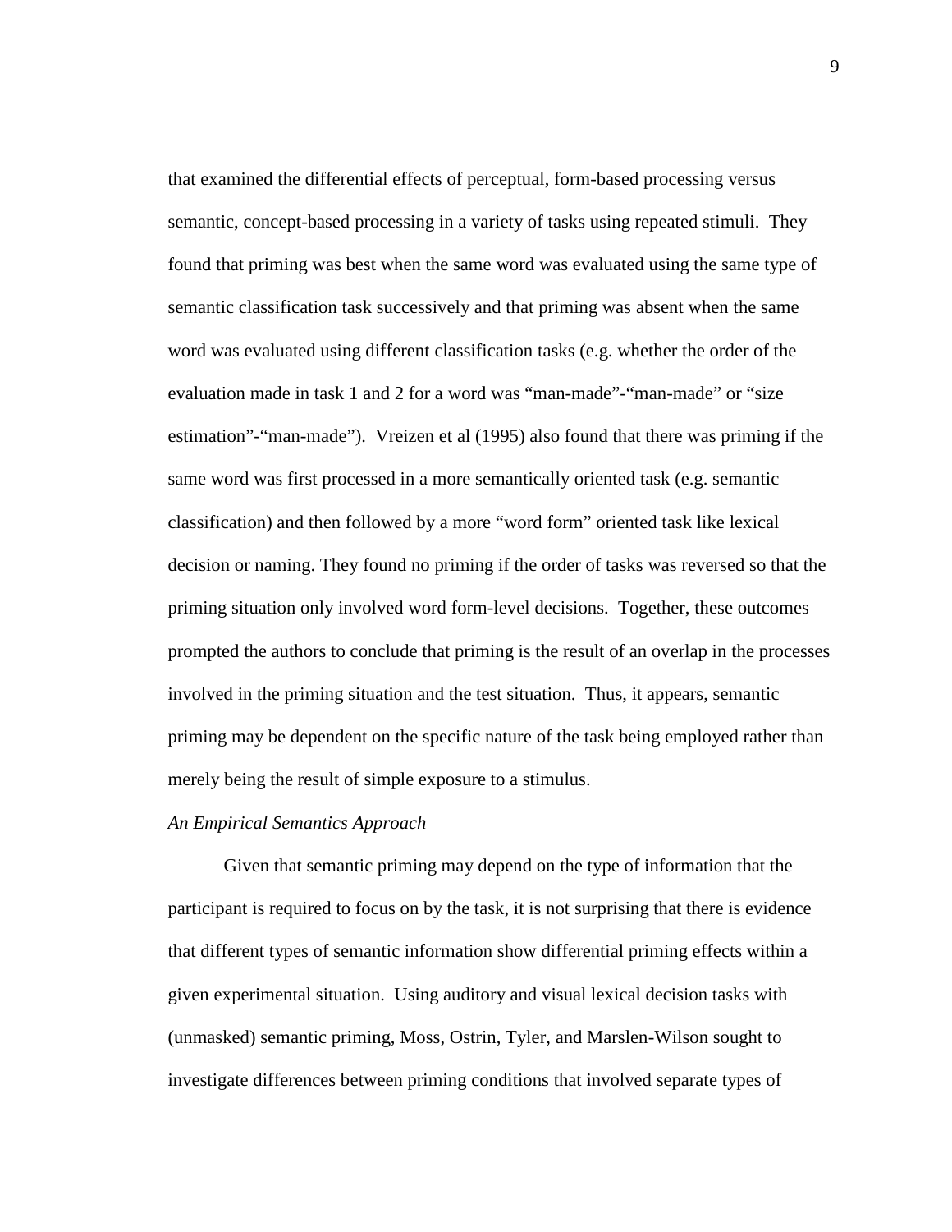that examined the differential effects of perceptual, form-based processing versus semantic, concept-based processing in a variety of tasks using repeated stimuli. They found that priming was best when the same word was evaluated using the same type of semantic classification task successively and that priming was absent when the same word was evaluated using different classification tasks (e.g. whether the order of the evaluation made in task 1 and 2 for a word was "man-made"-"man-made" or "size estimation"-"man-made"). Vreizen et al (1995) also found that there was priming if the same word was first processed in a more semantically oriented task (e.g. semantic classification) and then followed by a more "word form" oriented task like lexical decision or naming. They found no priming if the order of tasks was reversed so that the priming situation only involved word form-level decisions. Together, these outcomes prompted the authors to conclude that priming is the result of an overlap in the processes involved in the priming situation and the test situation. Thus, it appears, semantic priming may be dependent on the specific nature of the task being employed rather than merely being the result of simple exposure to a stimulus.

*An Empirical Semantics Approach*

Given that semantic priming may depend on the type of information that the participant is required to focus on by the task, it is not surprising that there is evidence that different types of semantic information show differential priming effects within a given experimental situation. Using auditory and visual lexical decision tasks with (unmasked) semantic priming, Moss, Ostrin, Tyler, and Marslen-Wilson sought to investigate differences between priming conditions that involved separate types of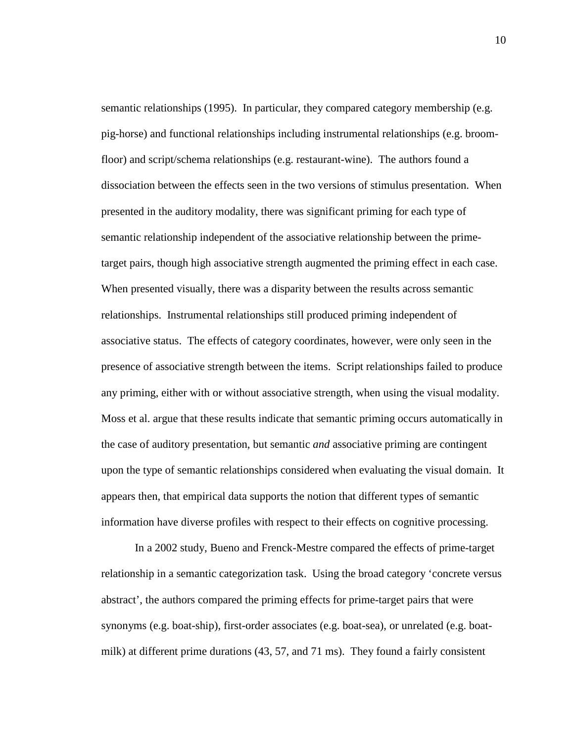semantic relationships (1995). In particular, they compared category membership (e.g. pig-horse) and functional relationships including instrumental relationships (e.g. broom-floor) and script/schema relationships (e.g. restaurant-wine). The authors found a dissociation between the effects seen in the two versions of stimulus presentation. When presented in the auditory modality, there was significant priming for each type of semantic relationship independent of the associative relationship between the prime-target pairs, though high associative strength augmented the priming effect in each case. When presented visually, there was a disparity between the results across semantic relationships. Instrumental relationships still produced priming independent of associative status. The effects of category coordinates, however, were only seen in the presence of associative strength between the items. Script relationships failed to produce any priming, either with or without associative strength, when using the visual modality. Moss et al. argue that these results indicate that semantic priming occurs automatically in the case of auditory presentation, but semantic *and* associative priming are contingent upon the type of semantic relationships considered when evaluating the visual domain. It appears then, that empirical data supports the notion that different types of semantic information have diverse profiles with respect to their effects on cognitive processing.

In a 2002 study, Bueno and Frenck-Mestre compared the effects of prime-target relationship in a semantic categorization task. Using the broad category 'concrete versus abstract', the authors compared the priming effects for prime-target pairs that were synonyms (e.g. boat-ship), first-order associates (e.g. boat-sea), or unrelated (e.g. boat-milk) at different prime durations (43, 57, and 71 ms). They found a fairly consistent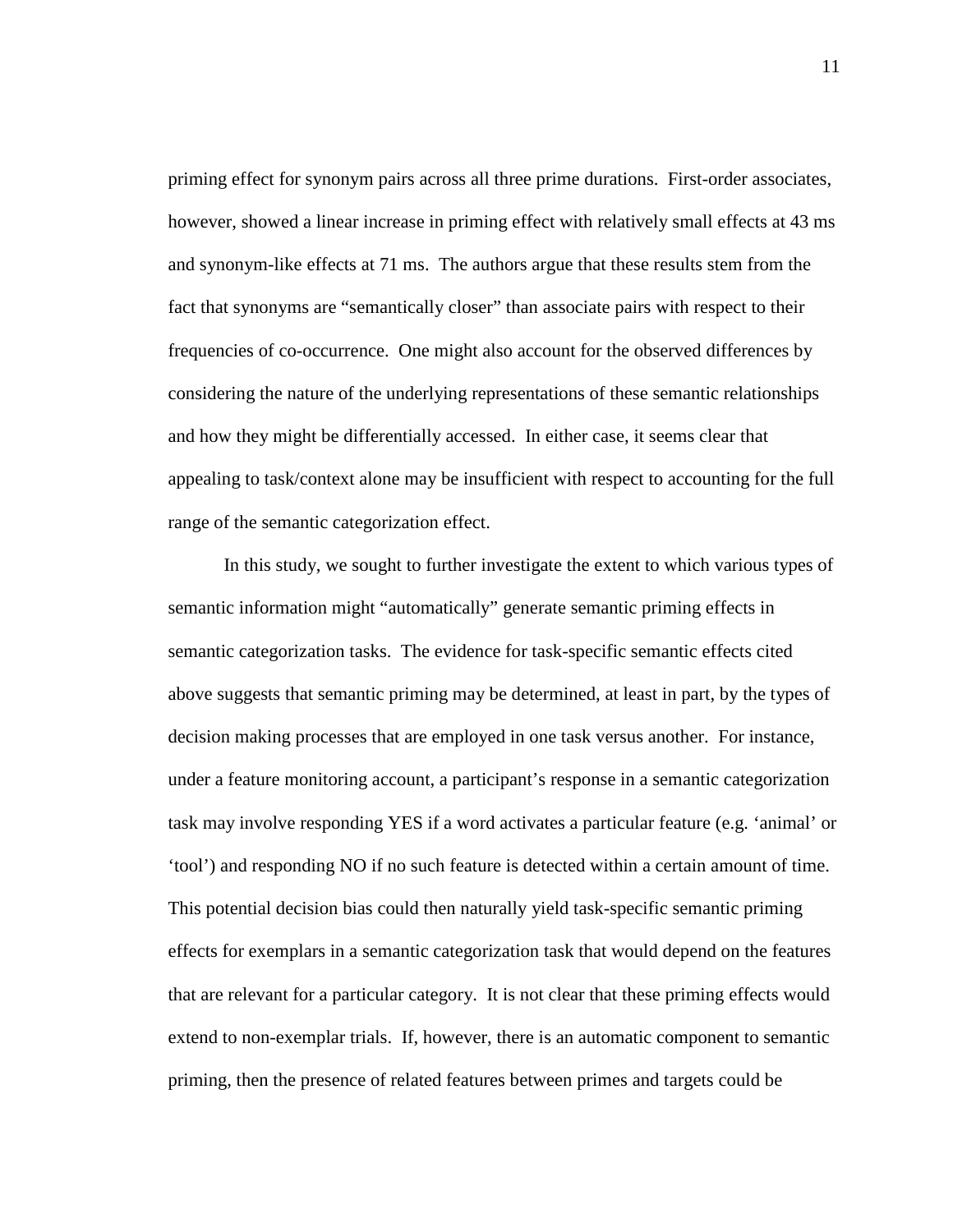priming effect for synonym pairs across all three prime durations. First-order associates, however, showed a linear increase in priming effect with relatively small effects at 43 ms and synonym-like effects at 71 ms. The authors argue that these results stem from the fact that synonyms are "semantically closer" than associate pairs with respect to their frequencies of co-occurrence. One might also account for the observed differences by considering the nature of the underlying representations of these semantic relationships and how they might be differentially accessed. In either case, it seems clear that appealing to task/context alone may be insufficient with respect to accounting for the full range of the semantic categorization effect.

In this study, we sought to further investigate the extent to which various types of semantic information might "automatically" generate semantic priming effects in semantic categorization tasks. The evidence for task-specific semantic effects cited above suggests that semantic priming may be determined, at least in part, by the types of decision making processes that are employed in one task versus another. For instance, under a feature monitoring account, a participant's response in a semantic categorization task may involve responding YES if a word activates a particular feature (e.g. 'animal' or 'tool') and responding NO if no such feature is detected within a certain amount of time. This potential decision bias could then naturally yield task-specific semantic priming effects for exemplars in a semantic categorization task that would depend on the features that are relevant for a particular category. It is not clear that these priming effects would extend to non-exemplar trials. If, however, there is an automatic component to semantic priming, then the presence of related features between primes and targets could be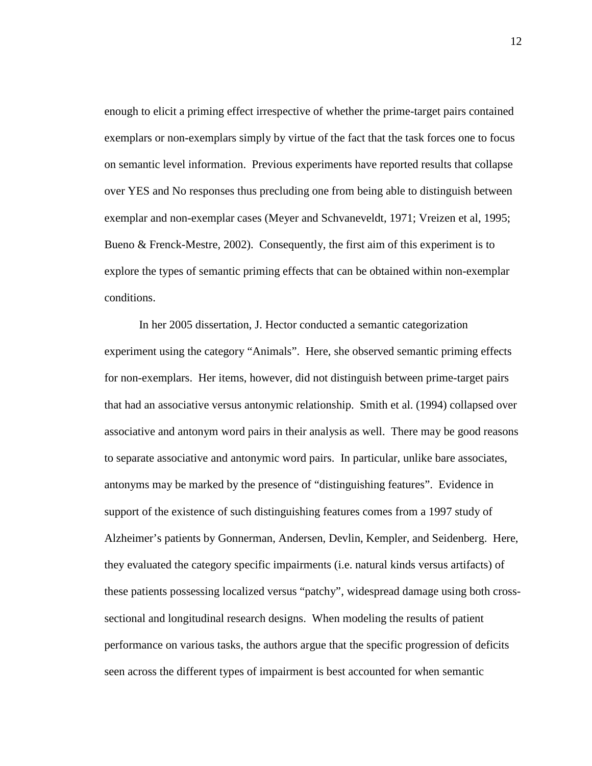enough to elicit a priming effect irrespective of whether the prime-target pairs contained exemplars or non-exemplars simply by virtue of the fact that the task forces one to focus on semantic level information. Previous experiments have reported results that collapse over YES and No responses thus precluding one from being able to distinguish between exemplar and non-exemplar cases (Meyer and Schvaneveldt, 1971; Vreizen et al, 1995; Bueno & Frenck-Mestre, 2002). Consequently, the first aim of this experiment is to explore the types of semantic priming effects that can be obtained within non-exemplar conditions.

In her 2005 dissertation, J. Hector conducted a semantic categorization experiment using the category "Animals". Here, she observed semantic priming effects for non-exemplars. Her items, however, did not distinguish between prime-target pairs that had an associative versus antonymic relationship. Smith et al. (1994) collapsed over associative and antonym word pairs in their analysis as well. There may be good reasons to separate associative and antonymic word pairs. In particular, unlike bare associates, antonyms may be marked by the presence of "distinguishing features". Evidence in support of the existence of such distinguishing features comes from a 1997 study of Alzheimer's patients by Gonnerman, Andersen, Devlin, Kempler, and Seidenberg. Here, they evaluated the category specific impairments (i.e. natural kinds versus artifacts) of these patients possessing localized versus "patchy", widespread damage using both cross-sectional and longitudinal research designs. When modeling the results of patient performance on various tasks, the authors argue that the specific progression of deficits seen across the different types of impairment is best accounted for when semantic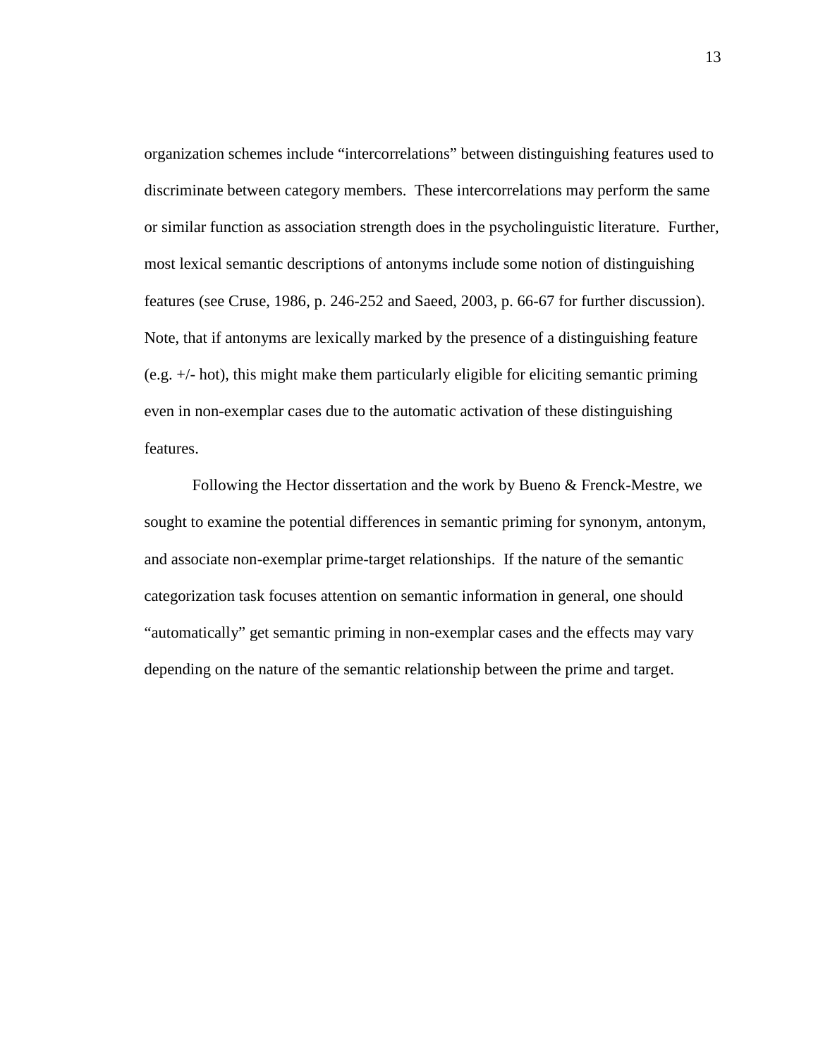organization schemes include “intercorrelations” between distinguishing features used to discriminate between category members. These intercorrelations may perform the same or similar function as association strength does in the psycholinguistic literature. Further, most lexical semantic descriptions of antonyms include some notion of distinguishing features (see Cruse, 1986, p. 246-252 and Saeed, 2003, p. 66-67 for further discussion). Note, that if antonyms are lexically marked by the presence of a distinguishing feature (e.g. +/- hot), this might make them particularly eligible for eliciting semantic priming even in non-exemplar cases due to the automatic activation of these distinguishing features.

Following the Hector dissertation and the work by Bueno & Frenck-Mestre, we sought to examine the potential differences in semantic priming for synonym, antonym, and associate non-exemplar prime-target relationships. If the nature of the semantic categorization task focuses attention on semantic information in general, one should “automatically” get semantic priming in non-exemplar cases and the effects may vary depending on the nature of the semantic relationship between the prime and target.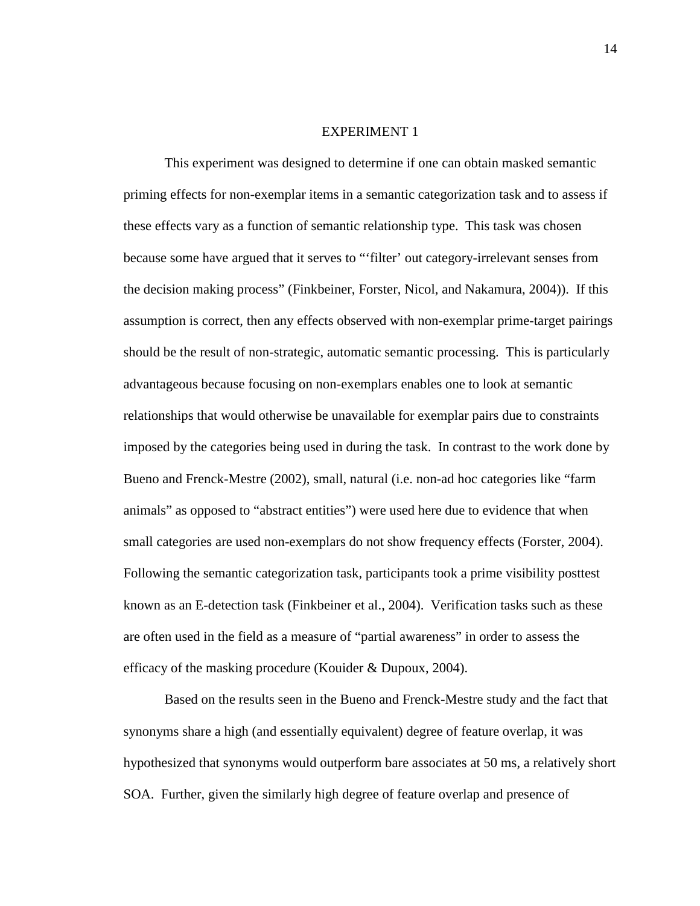# EXPERIMENT 1

This experiment was designed to determine if one can obtain masked semantic priming effects for non-exemplar items in a semantic categorization task and to assess if these effects vary as a function of semantic relationship type. This task was chosen because some have argued that it serves to "'filter' out category-irrelevant senses from the decision making process" (Finkbeiner, Forster, Nicol, and Nakamura, 2004)). If this assumption is correct, then any effects observed with non-exemplar prime-target pairings should be the result of non-strategic, automatic semantic processing. This is particularly advantageous because focusing on non-exemplars enables one to look at semantic relationships that would otherwise be unavailable for exemplar pairs due to constraints imposed by the categories being used in during the task. In contrast to the work done by Bueno and Frenck-Mestre (2002), small, natural (i.e. non-ad hoc categories like "farm animals" as opposed to "abstract entities") were used here due to evidence that when small categories are used non-exemplars do not show frequency effects (Forster, 2004). Following the semantic categorization task, participants took a prime visibility posttest known as an E-detection task (Finkbeiner et al., 2004). Verification tasks such as these are often used in the field as a measure of "partial awareness" in order to assess the efficacy of the masking procedure (Kouider & Dupoux, 2004).

Based on the results seen in the Bueno and Frenck-Mestre study and the fact that synonyms share a high (and essentially equivalent) degree of feature overlap, it was hypothesized that synonyms would outperform bare associates at 50 ms, a relatively short SOA. Further, given the similarly high degree of feature overlap and presence of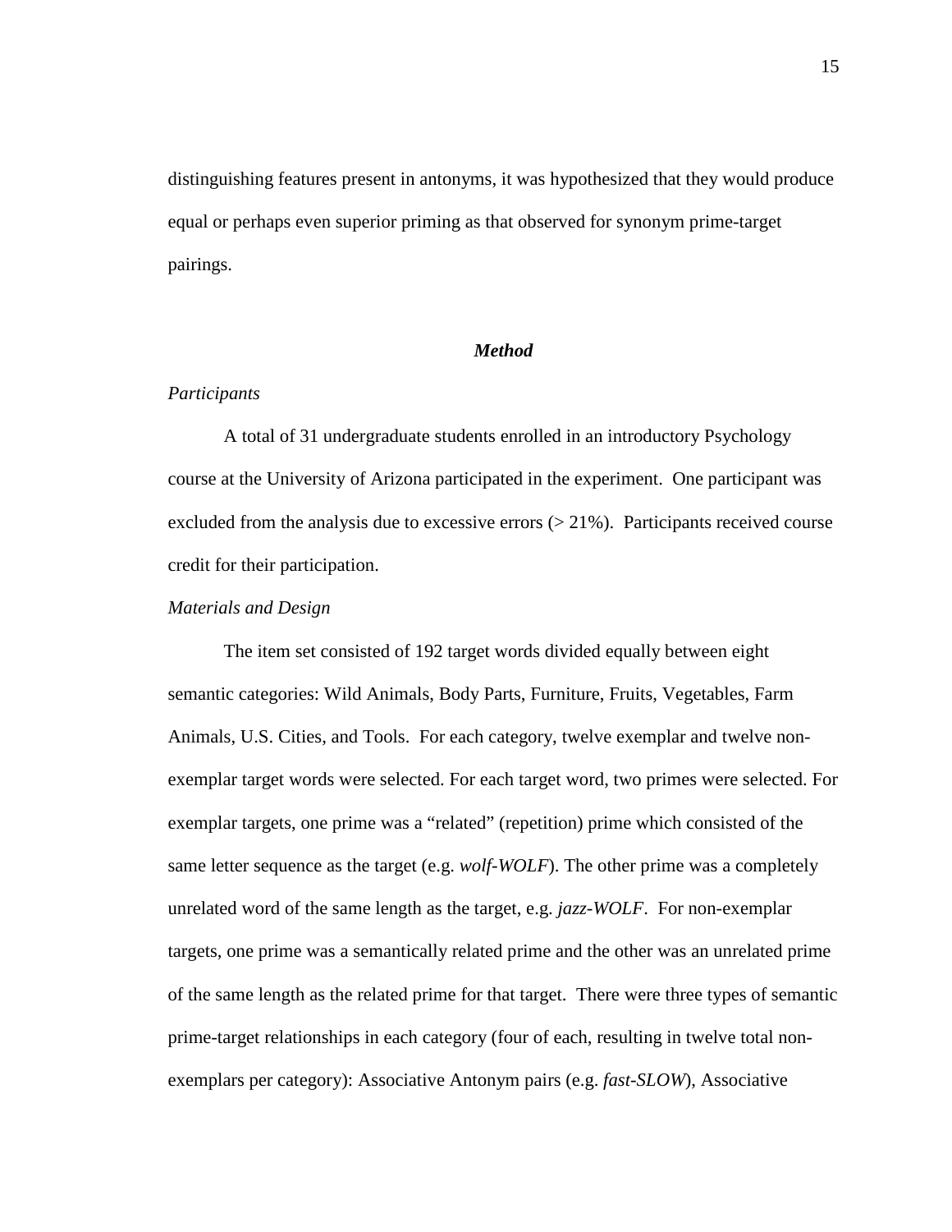distinguishing features present in antonyms, it was hypothesized that they would produce equal or perhaps even superior priming as that observed for synonym prime-target pairings.

## *Method*

### *Participants*

A total of 31 undergraduate students enrolled in an introductory Psychology course at the University of Arizona participated in the experiment. One participant was excluded from the analysis due to excessive errors (> 21%). Participants received course credit for their participation.

### *Materials and Design*

The item set consisted of 192 target words divided equally between eight semantic categories: Wild Animals, Body Parts, Furniture, Fruits, Vegetables, Farm Animals, U.S. Cities, and Tools. For each category, twelve exemplar and twelve non-exemplar target words were selected. For each target word, two primes were selected. For exemplar targets, one prime was a "related" (repetition) prime which consisted of the same letter sequence as the target (e.g. *wolf-WOLF*). The other prime was a completely unrelated word of the same length as the target, e.g. *jazz-WOLF*. For non-exemplar targets, one prime was a semantically related prime and the other was an unrelated prime of the same length as the related prime for that target. There were three types of semantic prime-target relationships in each category (four of each, resulting in twelve total non-exemplars per category): Associative Antonym pairs (e.g. *fast-SLOW*), Associative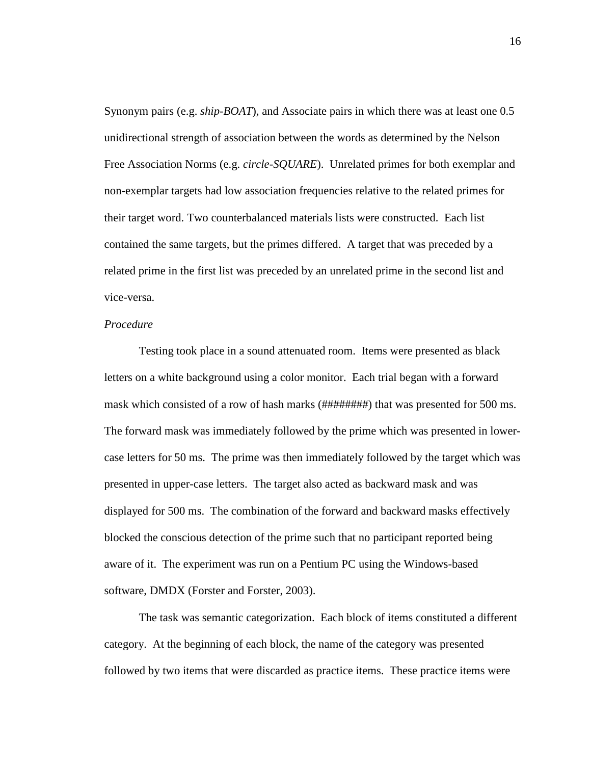Synonym pairs (e.g. *ship-BOAT*), and Associate pairs in which there was at least one 0.5 unidirectional strength of association between the words as determined by the Nelson Free Association Norms (e.g. *circle-SQUARE*). Unrelated primes for both exemplar and non-exemplar targets had low association frequencies relative to the related primes for their target word. Two counterbalanced materials lists were constructed. Each list contained the same targets, but the primes differed. A target that was preceded by a related prime in the first list was preceded by an unrelated prime in the second list and vice-versa.

*Procedure*

Testing took place in a sound attenuated room. Items were presented as black letters on a white background using a color monitor. Each trial began with a forward mask which consisted of a row of hash marks (########) that was presented for 500 ms. The forward mask was immediately followed by the prime which was presented in lower-case letters for 50 ms. The prime was then immediately followed by the target which was presented in upper-case letters. The target also acted as backward mask and was displayed for 500 ms. The combination of the forward and backward masks effectively blocked the conscious detection of the prime such that no participant reported being aware of it. The experiment was run on a Pentium PC using the Windows-based software, DMDX (Forster and Forster, 2003).

The task was semantic categorization. Each block of items constituted a different category. At the beginning of each block, the name of the category was presented followed by two items that were discarded as practice items. These practice items were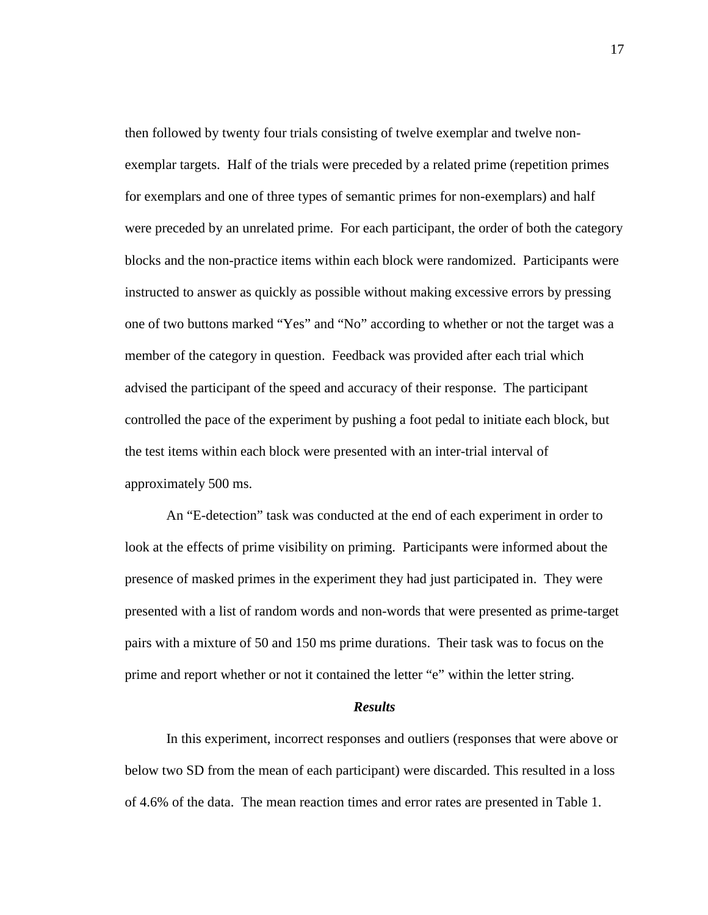then followed by twenty four trials consisting of twelve exemplar and twelve non-exemplar targets. Half of the trials were preceded by a related prime (repetition primes for exemplars and one of three types of semantic primes for non-exemplars) and half were preceded by an unrelated prime. For each participant, the order of both the category blocks and the non-practice items within each block were randomized. Participants were instructed to answer as quickly as possible without making excessive errors by pressing one of two buttons marked "Yes" and "No" according to whether or not the target was a member of the category in question. Feedback was provided after each trial which advised the participant of the speed and accuracy of their response. The participant controlled the pace of the experiment by pushing a foot pedal to initiate each block, but the test items within each block were presented with an inter-trial interval of approximately 500 ms.

An "E-detection" task was conducted at the end of each experiment in order to look at the effects of prime visibility on priming. Participants were informed about the presence of masked primes in the experiment they had just participated in. They were presented with a list of random words and non-words that were presented as prime-target pairs with a mixture of 50 and 150 ms prime durations. Their task was to focus on the prime and report whether or not it contained the letter "e" within the letter string.

### ***Results***

In this experiment, incorrect responses and outliers (responses that were above or below two SD from the mean of each participant) were discarded. This resulted in a loss of 4.6% of the data. The mean reaction times and error rates are presented in Table 1.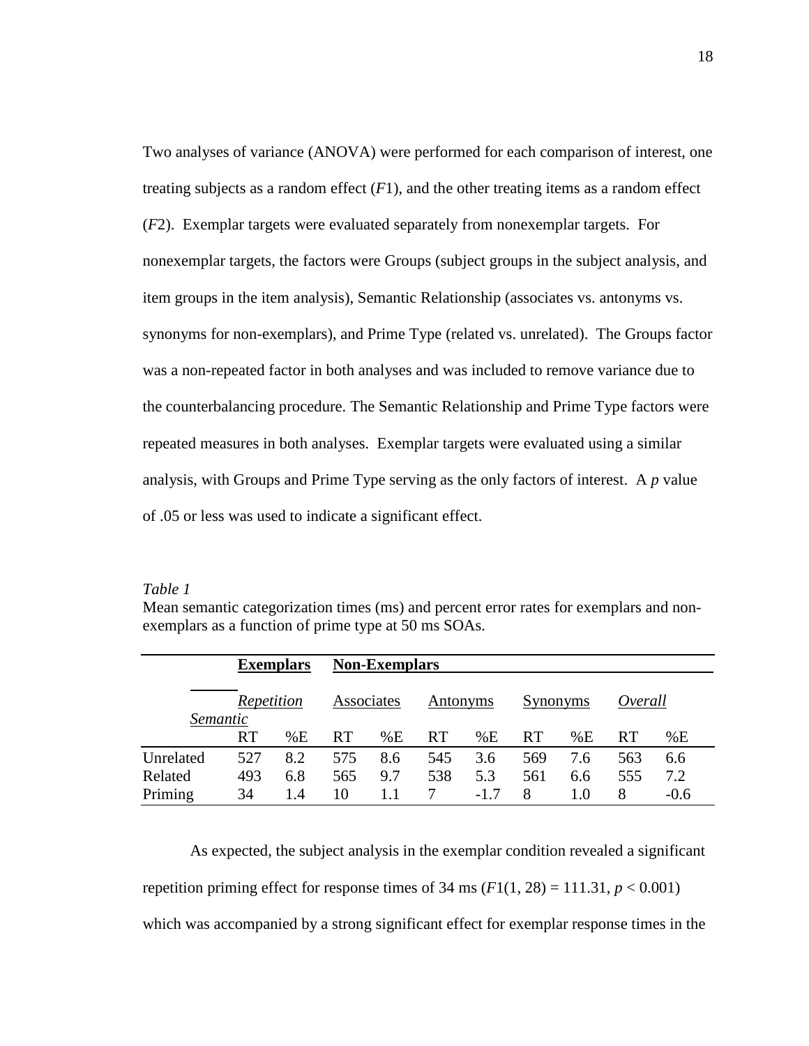Two analyses of variance (ANOVA) were performed for each comparison of interest, one treating subjects as a random effect (*F*1), and the other treating items as a random effect (*F*2). Exemplar targets were evaluated separately from nonexemplar targets. For nonexemplar targets, the factors were Groups (subject groups in the subject analysis, and item groups in the item analysis), Semantic Relationship (associates vs. antonyms vs. synonyms for non-exemplars), and Prime Type (related vs. unrelated). The Groups factor was a non-repeated factor in both analyses and was included to remove variance due to the counterbalancing procedure. The Semantic Relationship and Prime Type factors were repeated measures in both analyses. Exemplar targets were evaluated using a similar analysis, with Groups and Prime Type serving as the only factors of interest. A *p* value of .05 or less was used to indicate a significant effect.

*Table 1*
Mean semantic categorization times (ms) and percent error rates for exemplars and non-exemplars as a function of prime type at 50 ms SOAs.

| | **Exemplars** | | **Non-Exemplars** | | | | | | | |
|---|---|---|---|---|---|---|---|---|---|---|
| *Semantic* | *Repetition* | | Associates | | Antonyms | | Synonyms | | *Overall* | |
| | RT | %E | RT | %E | RT | %E | RT | %E | RT | %E |
| Unrelated | 527 | 8.2 | 575 | 8.6 | 545 | 3.6 | 569 | 7.6 | 563 | 6.6 |
| Related | 493 | 6.8 | 565 | 9.7 | 538 | 5.3 | 561 | 6.6 | 555 | 7.2 |
| Priming | 34 | 1.4 | 10 | 1.1 | 7 | -1.7 | 8 | 1.0 | 8 | -0.6 |

As expected, the subject analysis in the exemplar condition revealed a significant repetition priming effect for response times of 34 ms ($F1(1, 28) = 111.31$, $p < 0.001$) which was accompanied by a strong significant effect for exemplar response times in the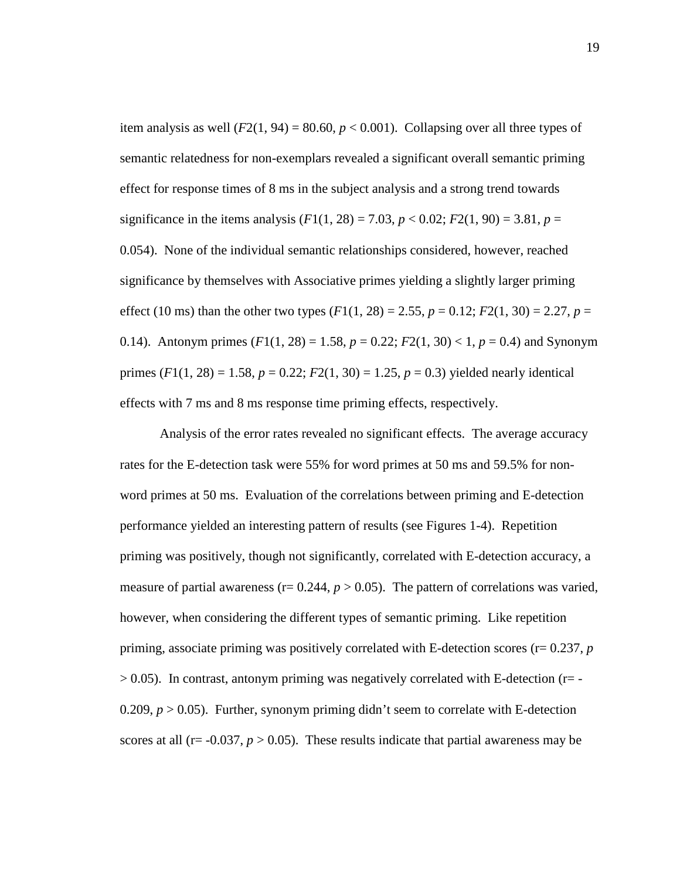item analysis as well ($F2(1, 94) = 80.60$, $p < 0.001$). Collapsing over all three types of semantic relatedness for non-exemplars revealed a significant overall semantic priming effect for response times of 8 ms in the subject analysis and a strong trend towards significance in the items analysis ($F1(1, 28) = 7.03$, $p < 0.02$; $F2(1, 90) = 3.81$, $p = 0.054$). None of the individual semantic relationships considered, however, reached significance by themselves with Associative primes yielding a slightly larger priming effect (10 ms) than the other two types ($F1(1, 28) = 2.55$, $p = 0.12$; $F2(1, 30) = 2.27$, $p = 0.14$). Antonym primes ($F1(1, 28) = 1.58$, $p = 0.22$; $F2(1, 30) < 1$, $p = 0.4$) and Synonym primes ($F1(1, 28) = 1.58$, $p = 0.22$; $F2(1, 30) = 1.25$, $p = 0.3$) yielded nearly identical effects with 7 ms and 8 ms response time priming effects, respectively.

Analysis of the error rates revealed no significant effects. The average accuracy rates for the E-detection task were 55% for word primes at 50 ms and 59.5% for non-word primes at 50 ms. Evaluation of the correlations between priming and E-detection performance yielded an interesting pattern of results (see Figures 1-4). Repetition priming was positively, though not significantly, correlated with E-detection accuracy, a measure of partial awareness ($r = 0.244$, $p > 0.05$). The pattern of correlations was varied, however, when considering the different types of semantic priming. Like repetition priming, associate priming was positively correlated with E-detection scores ($r = 0.237$, $p > 0.05$). In contrast, antonym priming was negatively correlated with E-detection ($r = -0.209$, $p > 0.05$). Further, synonym priming didn't seem to correlate with E-detection scores at all ($r = -0.037$, $p > 0.05$). These results indicate that partial awareness may be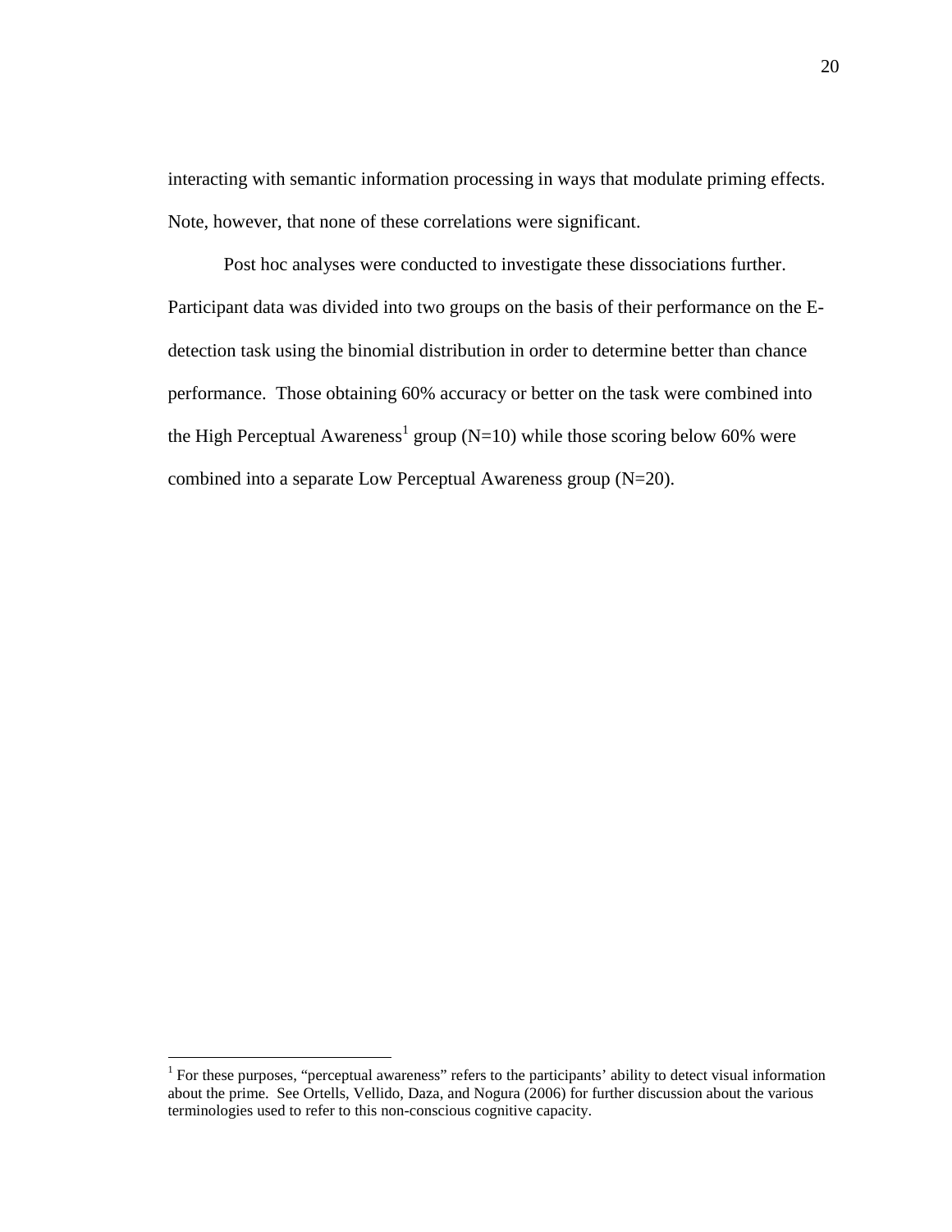interacting with semantic information processing in ways that modulate priming effects. Note, however, that none of these correlations were significant.

Post hoc analyses were conducted to investigate these dissociations further. Participant data was divided into two groups on the basis of their performance on the E-detection task using the binomial distribution in order to determine better than chance performance. Those obtaining 60% accuracy or better on the task were combined into the High Perceptual Awareness[1] group (N=10) while those scoring below 60% were combined into a separate Low Perceptual Awareness group (N=20).

---

[1] For these purposes, "perceptual awareness" refers to the participants' ability to detect visual information about the prime. See Ortells, Vellido, Daza, and Nogura (2006) for further discussion about the various terminologies used to refer to this non-conscious cognitive capacity.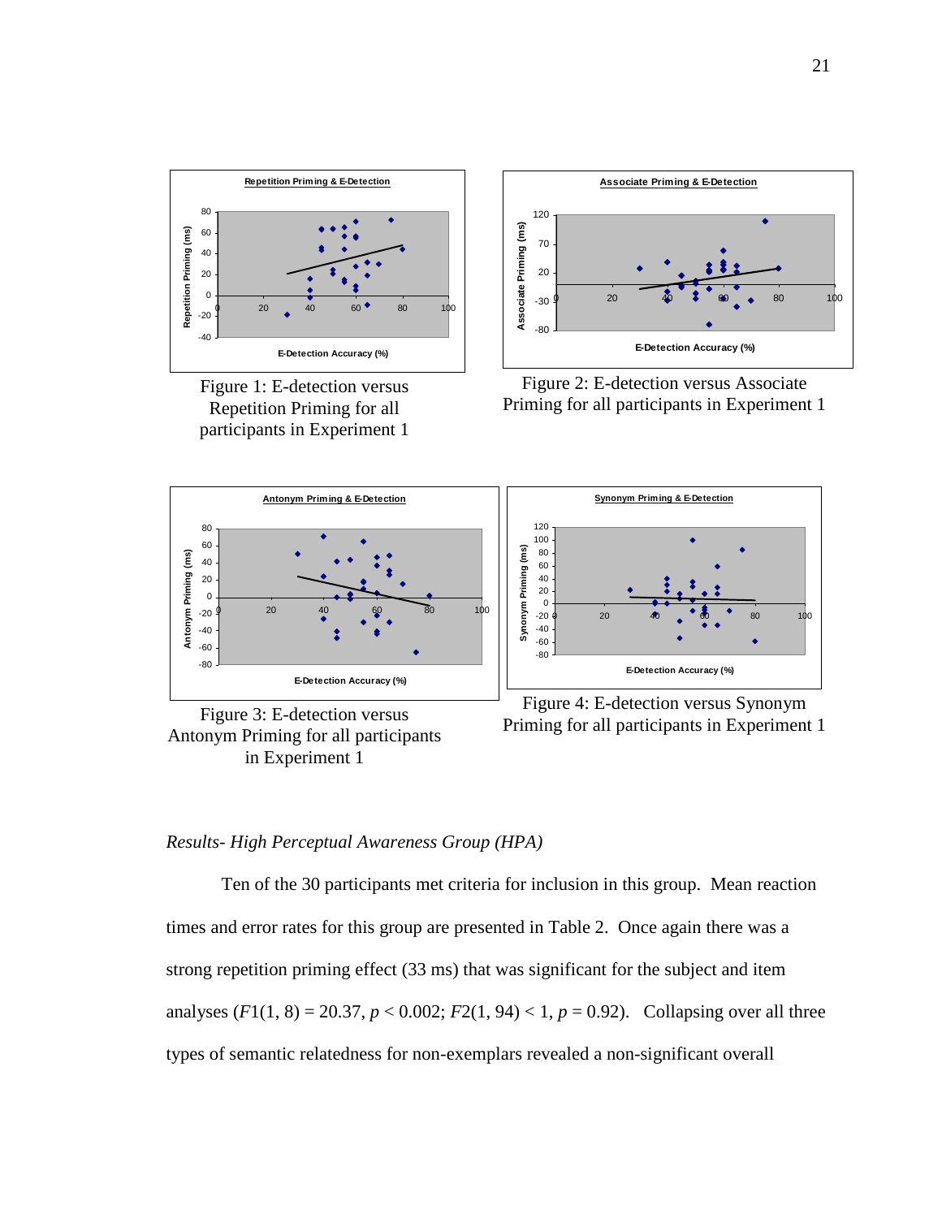Figure 1: E-detection versus Repetition Priming for all participants in Experiment 1

Figure 2: E-detection versus Associate Priming for all participants in Experiment 1

Figure 3: E-detection versus Antonym Priming for all participants in Experiment 1

Figure 4: E-detection versus Synonym Priming for all participants in Experiment 1

*Results- High Perceptual Awareness Group (HPA)*

Ten of the 30 participants met criteria for inclusion in this group. Mean reaction times and error rates for this group are presented in Table 2. Once again there was a strong repetition priming effect (33 ms) that was significant for the subject and item analyses ($F1(1, 8) = 20.37$, $p < 0.002$; $F2(1, 94) < 1$, $p = 0.92$). Collapsing over all three types of semantic relatedness for non-exemplars revealed a non-significant overall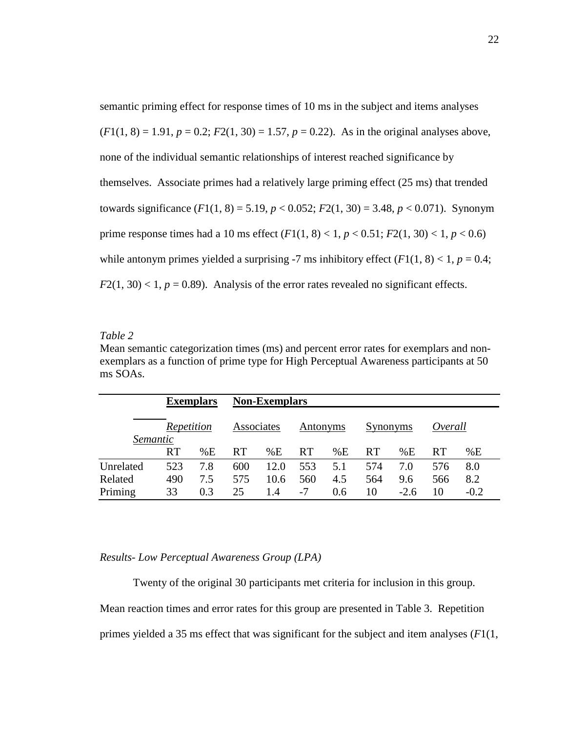semantic priming effect for response times of 10 ms in the subject and items analyses ($F1(1, 8) = 1.91$, $p = 0.2$; $F2(1, 30) = 1.57$, $p = 0.22$). As in the original analyses above, none of the individual semantic relationships of interest reached significance by themselves. Associate primes had a relatively large priming effect (25 ms) that trended towards significance ($F1(1, 8) = 5.19$, $p < 0.052$; $F2(1, 30) = 3.48$, $p < 0.071$). Synonym prime response times had a 10 ms effect ($F1(1, 8) < 1$, $p < 0.51$; $F2(1, 30) < 1$, $p < 0.6$) while antonym primes yielded a surprising -7 ms inhibitory effect ($F1(1, 8) < 1$, $p = 0.4$; $F2(1, 30) < 1$, $p = 0.89$). Analysis of the error rates revealed no significant effects.

*Table 2*

Mean semantic categorization times (ms) and percent error rates for exemplars and non-exemplars as a function of prime type for High Perceptual Awareness participants at 50 ms SOAs.

| | **Exemplars** | | **Non-Exemplars** | | | | | | | |
|---|---|---|---|---|---|---|---|---|---|---|
| *Semantic* | *Repetition* | | Associates | | Antonyms | | Synonyms | | *Overall* | |
| | RT | %E | RT | %E | RT | %E | RT | %E | RT | %E |
| Unrelated | 523 | 7.8 | 600 | 12.0 | 553 | 5.1 | 574 | 7.0 | 576 | 8.0 |
| Related | 490 | 7.5 | 575 | 10.6 | 560 | 4.5 | 564 | 9.6 | 566 | 8.2 |
| Priming | 33 | 0.3 | 25 | 1.4 | -7 | 0.6 | 10 | -2.6 | 10 | -0.2 |

*Results- Low Perceptual Awareness Group (LPA)*

Twenty of the original 30 participants met criteria for inclusion in this group. Mean reaction times and error rates for this group are presented in Table 3. Repetition primes yielded a 35 ms effect that was significant for the subject and item analyses ($F1(1,$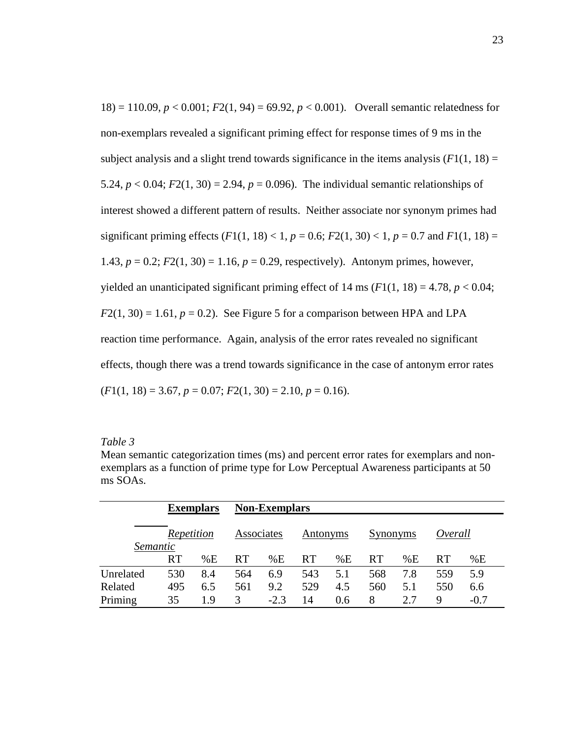18) = 110.09, $p < 0.001$; $F2(1, 94) = 69.92$, $p < 0.001$). Overall semantic relatedness for non-exemplars revealed a significant priming effect for response times of 9 ms in the subject analysis and a slight trend towards significance in the items analysis ($F1(1, 18) = 5.24$, $p < 0.04$; $F2(1, 30) = 2.94$, $p = 0.096$). The individual semantic relationships of interest showed a different pattern of results. Neither associate nor synonym primes had significant priming effects ($F1(1, 18) < 1$, $p = 0.6$; $F2(1, 30) < 1$, $p = 0.7$ and $F1(1, 18) = 1.43$, $p = 0.2$; $F2(1, 30) = 1.16$, $p = 0.29$, respectively). Antonym primes, however, yielded an unanticipated significant priming effect of 14 ms ($F1(1, 18) = 4.78$, $p < 0.04$; $F2(1, 30) = 1.61$, $p = 0.2$). See Figure 5 for a comparison between HPA and LPA reaction time performance. Again, analysis of the error rates revealed no significant effects, though there was a trend towards significance in the case of antonym error rates ($F1(1, 18) = 3.67$, $p = 0.07$; $F2(1, 30) = 2.10$, $p = 0.16$).

*Table 3*

Mean semantic categorization times (ms) and percent error rates for exemplars and non-exemplars as a function of prime type for Low Perceptual Awareness participants at 50 ms SOAs.

| | **Exemplars** | | **Non-Exemplars** | | | | | | | |
|---|---|---|---|---|---|---|---|---|---|---|
| *Semantic* | *Repetition* | | Associates | | Antonyms | | Synonyms | | *Overall* | |
| | RT | %E | RT | %E | RT | %E | RT | %E | RT | %E |
| Unrelated | 530 | 8.4 | 564 | 6.9 | 543 | 5.1 | 568 | 7.8 | 559 | 5.9 |
| Related | 495 | 6.5 | 561 | 9.2 | 529 | 4.5 | 560 | 5.1 | 550 | 6.6 |
| Priming | 35 | 1.9 | 3 | -2.3 | 14 | 0.6 | 8 | 2.7 | 9 | -0.7 |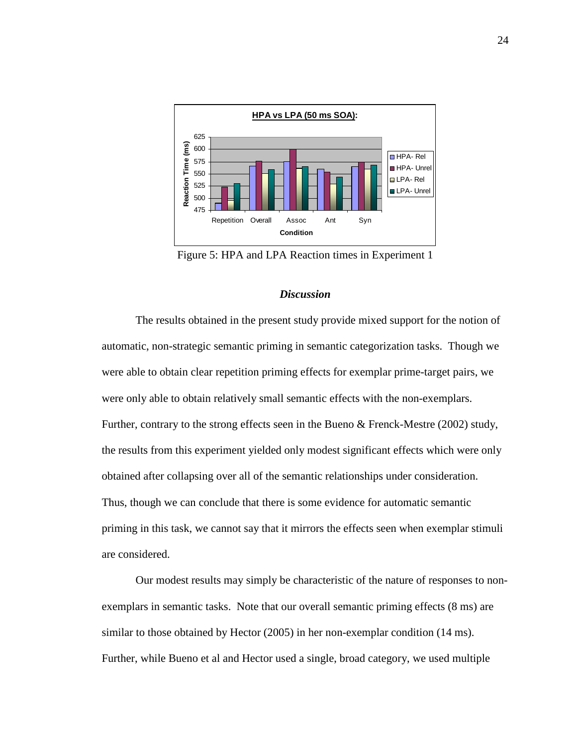Figure 5: HPA and LPA Reaction times in Experiment 1

### *Discussion*

The results obtained in the present study provide mixed support for the notion of automatic, non-strategic semantic priming in semantic categorization tasks. Though we were able to obtain clear repetition priming effects for exemplar prime-target pairs, we were only able to obtain relatively small semantic effects with the non-exemplars. Further, contrary to the strong effects seen in the Bueno & Frenck-Mestre (2002) study, the results from this experiment yielded only modest significant effects which were only obtained after collapsing over all of the semantic relationships under consideration. Thus, though we can conclude that there is some evidence for automatic semantic priming in this task, we cannot say that it mirrors the effects seen when exemplar stimuli are considered.

Our modest results may simply be characteristic of the nature of responses to non-exemplars in semantic tasks. Note that our overall semantic priming effects (8 ms) are similar to those obtained by Hector (2005) in her non-exemplar condition (14 ms). Further, while Bueno et al and Hector used a single, broad category, we used multiple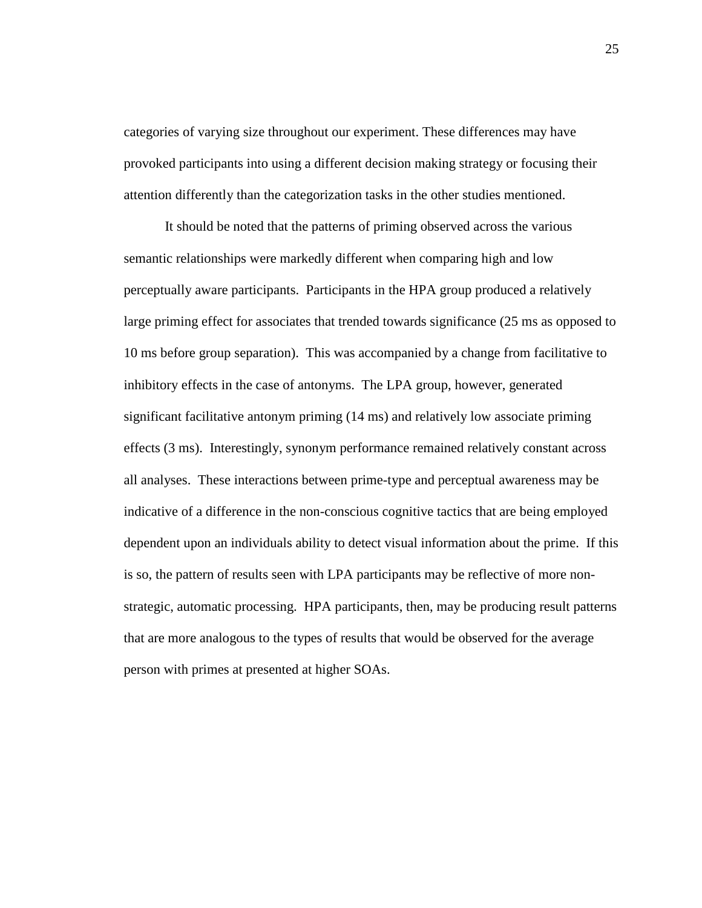categories of varying size throughout our experiment. These differences may have provoked participants into using a different decision making strategy or focusing their attention differently than the categorization tasks in the other studies mentioned.

It should be noted that the patterns of priming observed across the various semantic relationships were markedly different when comparing high and low perceptually aware participants. Participants in the HPA group produced a relatively large priming effect for associates that trended towards significance (25 ms as opposed to 10 ms before group separation). This was accompanied by a change from facilitative to inhibitory effects in the case of antonyms. The LPA group, however, generated significant facilitative antonym priming (14 ms) and relatively low associate priming effects (3 ms). Interestingly, synonym performance remained relatively constant across all analyses. These interactions between prime-type and perceptual awareness may be indicative of a difference in the non-conscious cognitive tactics that are being employed dependent upon an individuals ability to detect visual information about the prime. If this is so, the pattern of results seen with LPA participants may be reflective of more non-strategic, automatic processing. HPA participants, then, may be producing result patterns that are more analogous to the types of results that would be observed for the average person with primes at presented at higher SOAs.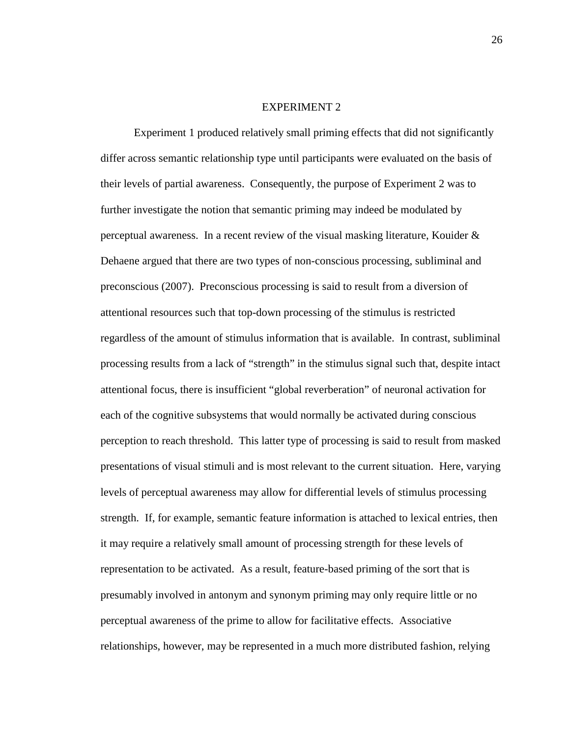# EXPERIMENT 2

Experiment 1 produced relatively small priming effects that did not significantly differ across semantic relationship type until participants were evaluated on the basis of their levels of partial awareness. Consequently, the purpose of Experiment 2 was to further investigate the notion that semantic priming may indeed be modulated by perceptual awareness. In a recent review of the visual masking literature, Kouider & Dehaene argued that there are two types of non-conscious processing, subliminal and preconscious (2007). Preconscious processing is said to result from a diversion of attentional resources such that top-down processing of the stimulus is restricted regardless of the amount of stimulus information that is available. In contrast, subliminal processing results from a lack of "strength" in the stimulus signal such that, despite intact attentional focus, there is insufficient "global reverberation" of neuronal activation for each of the cognitive subsystems that would normally be activated during conscious perception to reach threshold. This latter type of processing is said to result from masked presentations of visual stimuli and is most relevant to the current situation. Here, varying levels of perceptual awareness may allow for differential levels of stimulus processing strength. If, for example, semantic feature information is attached to lexical entries, then it may require a relatively small amount of processing strength for these levels of representation to be activated. As a result, feature-based priming of the sort that is presumably involved in antonym and synonym priming may only require little or no perceptual awareness of the prime to allow for facilitative effects. Associative relationships, however, may be represented in a much more distributed fashion, relying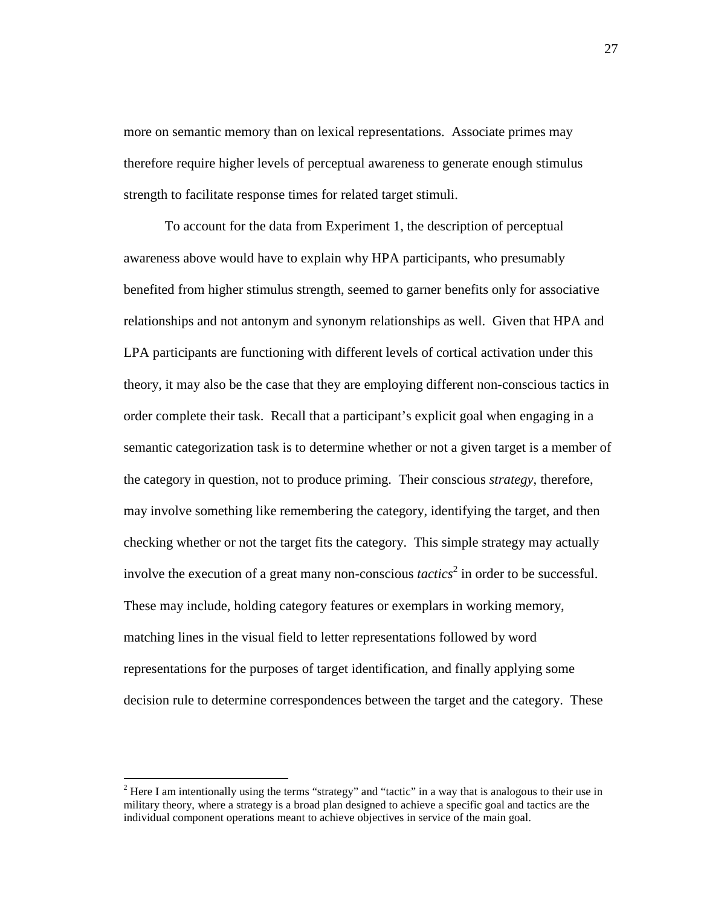more on semantic memory than on lexical representations. Associate primes may therefore require higher levels of perceptual awareness to generate enough stimulus strength to facilitate response times for related target stimuli.

To account for the data from Experiment 1, the description of perceptual awareness above would have to explain why HPA participants, who presumably benefited from higher stimulus strength, seemed to garner benefits only for associative relationships and not antonym and synonym relationships as well. Given that HPA and LPA participants are functioning with different levels of cortical activation under this theory, it may also be the case that they are employing different non-conscious tactics in order complete their task. Recall that a participant's explicit goal when engaging in a semantic categorization task is to determine whether or not a given target is a member of the category in question, not to produce priming. Their conscious *strategy*, therefore, may involve something like remembering the category, identifying the target, and then checking whether or not the target fits the category. This simple strategy may actually involve the execution of a great many non-conscious *tactics*[2] in order to be successful. These may include, holding category features or exemplars in working memory, matching lines in the visual field to letter representations followed by word representations for the purposes of target identification, and finally applying some decision rule to determine correspondences between the target and the category. These

[2] Here I am intentionally using the terms "strategy" and "tactic" in a way that is analogous to their use in military theory, where a strategy is a broad plan designed to achieve a specific goal and tactics are the individual component operations meant to achieve objectives in service of the main goal.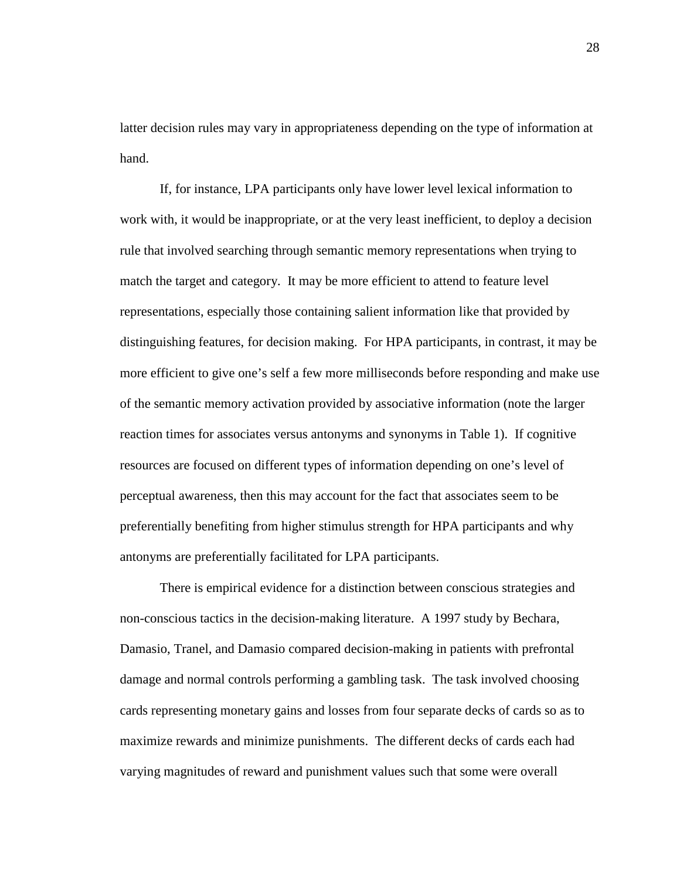latter decision rules may vary in appropriateness depending on the type of information at hand.

If, for instance, LPA participants only have lower level lexical information to work with, it would be inappropriate, or at the very least inefficient, to deploy a decision rule that involved searching through semantic memory representations when trying to match the target and category. It may be more efficient to attend to feature level representations, especially those containing salient information like that provided by distinguishing features, for decision making. For HPA participants, in contrast, it may be more efficient to give one's self a few more milliseconds before responding and make use of the semantic memory activation provided by associative information (note the larger reaction times for associates versus antonyms and synonyms in Table 1). If cognitive resources are focused on different types of information depending on one's level of perceptual awareness, then this may account for the fact that associates seem to be preferentially benefiting from higher stimulus strength for HPA participants and why antonyms are preferentially facilitated for LPA participants.

There is empirical evidence for a distinction between conscious strategies and non-conscious tactics in the decision-making literature. A 1997 study by Bechara, Damasio, Tranel, and Damasio compared decision-making in patients with prefrontal damage and normal controls performing a gambling task. The task involved choosing cards representing monetary gains and losses from four separate decks of cards so as to maximize rewards and minimize punishments. The different decks of cards each had varying magnitudes of reward and punishment values such that some were overall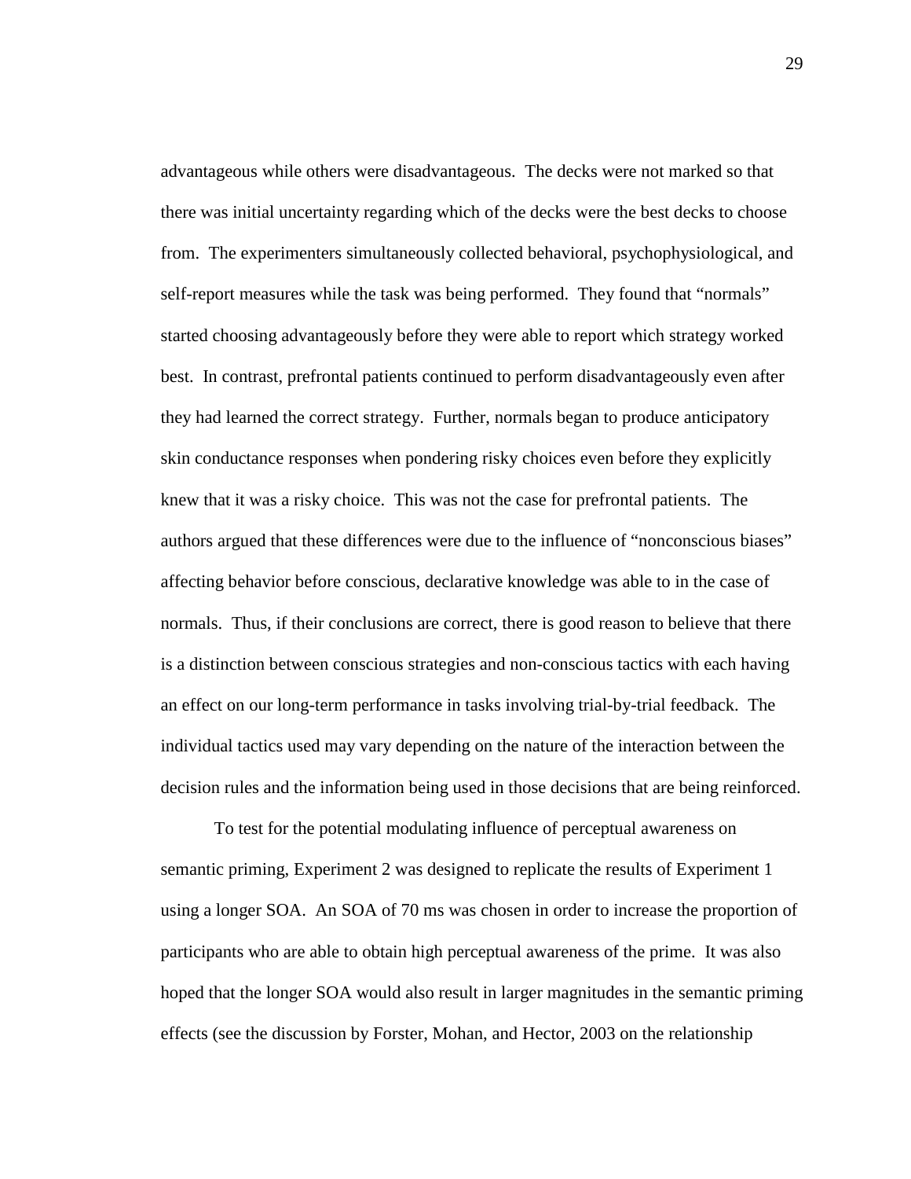advantageous while others were disadvantageous. The decks were not marked so that there was initial uncertainty regarding which of the decks were the best decks to choose from. The experimenters simultaneously collected behavioral, psychophysiological, and self-report measures while the task was being performed. They found that "normals" started choosing advantageously before they were able to report which strategy worked best. In contrast, prefrontal patients continued to perform disadvantageously even after they had learned the correct strategy. Further, normals began to produce anticipatory skin conductance responses when pondering risky choices even before they explicitly knew that it was a risky choice. This was not the case for prefrontal patients. The authors argued that these differences were due to the influence of "nonconscious biases" affecting behavior before conscious, declarative knowledge was able to in the case of normals. Thus, if their conclusions are correct, there is good reason to believe that there is a distinction between conscious strategies and non-conscious tactics with each having an effect on our long-term performance in tasks involving trial-by-trial feedback. The individual tactics used may vary depending on the nature of the interaction between the decision rules and the information being used in those decisions that are being reinforced.

To test for the potential modulating influence of perceptual awareness on semantic priming, Experiment 2 was designed to replicate the results of Experiment 1 using a longer SOA. An SOA of 70 ms was chosen in order to increase the proportion of participants who are able to obtain high perceptual awareness of the prime. It was also hoped that the longer SOA would also result in larger magnitudes in the semantic priming effects (see the discussion by Forster, Mohan, and Hector, 2003 on the relationship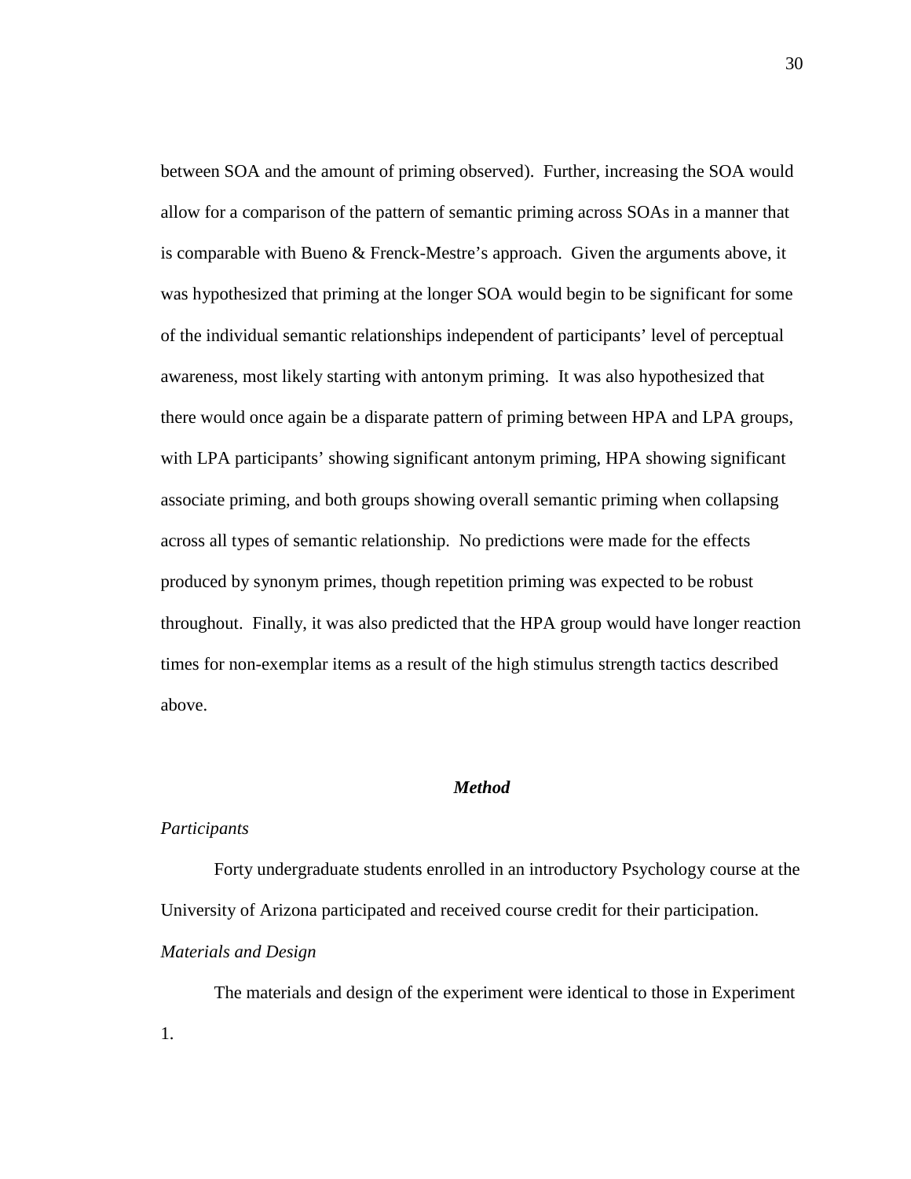between SOA and the amount of priming observed). Further, increasing the SOA would allow for a comparison of the pattern of semantic priming across SOAs in a manner that is comparable with Bueno & Frenck-Mestre's approach. Given the arguments above, it was hypothesized that priming at the longer SOA would begin to be significant for some of the individual semantic relationships independent of participants' level of perceptual awareness, most likely starting with antonym priming. It was also hypothesized that there would once again be a disparate pattern of priming between HPA and LPA groups, with LPA participants' showing significant antonym priming, HPA showing significant associate priming, and both groups showing overall semantic priming when collapsing across all types of semantic relationship. No predictions were made for the effects produced by synonym primes, though repetition priming was expected to be robust throughout. Finally, it was also predicted that the HPA group would have longer reaction times for non-exemplar items as a result of the high stimulus strength tactics described above.

## ***Method***

### *Participants*

Forty undergraduate students enrolled in an introductory Psychology course at the University of Arizona participated and received course credit for their participation.

### *Materials and Design*

The materials and design of the experiment were identical to those in Experiment 1.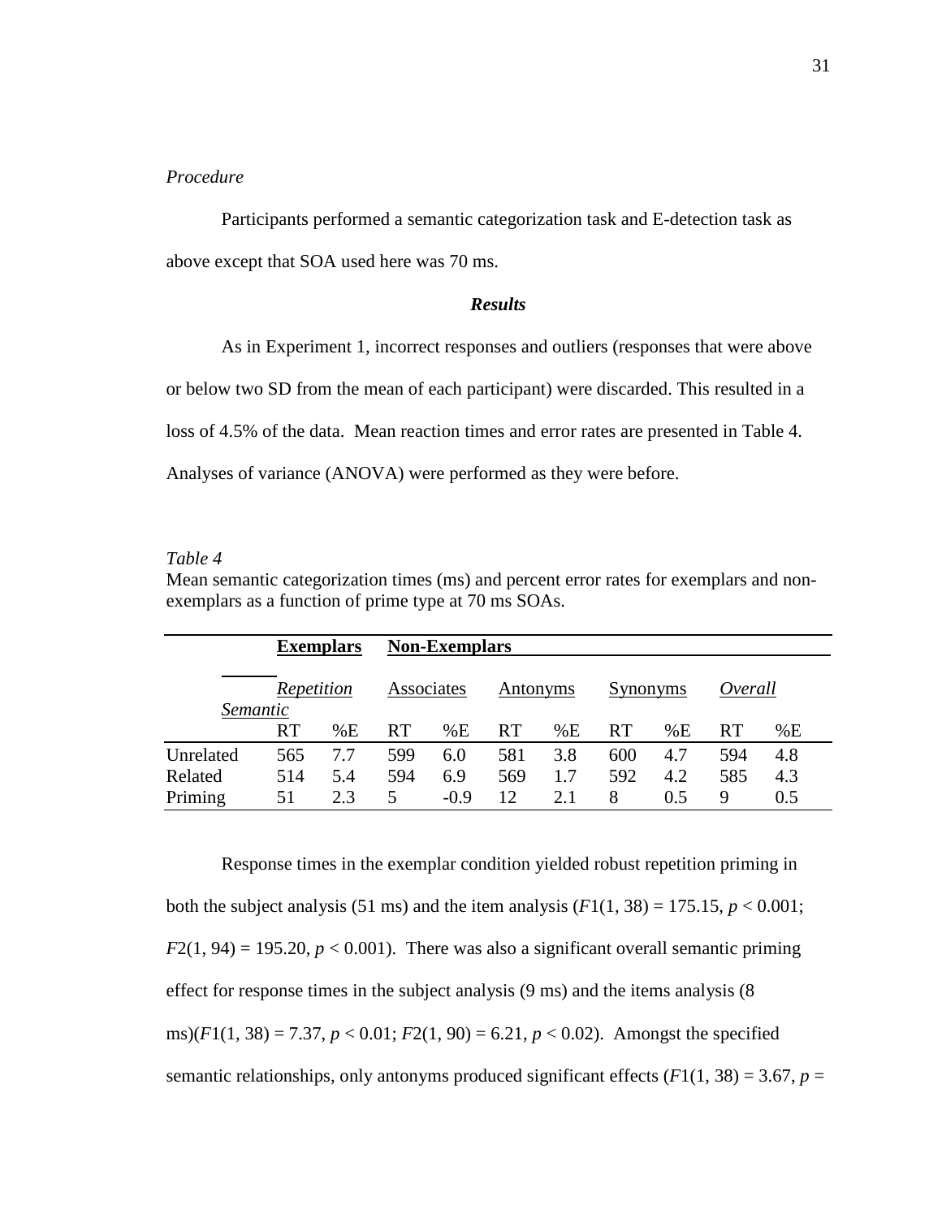*Procedure*

Participants performed a semantic categorization task and E-detection task as above except that SOA used here was 70 ms.

### ***Results***

As in Experiment 1, incorrect responses and outliers (responses that were above or below two SD from the mean of each participant) were discarded. This resulted in a loss of 4.5% of the data. Mean reaction times and error rates are presented in Table 4. Analyses of variance (ANOVA) were performed as they were before.

*Table 4*

Mean semantic categorization times (ms) and percent error rates for exemplars and non-exemplars as a function of prime type at 70 ms SOAs.

| | **Exemplars** | | **Non-Exemplars** | | | | | | | |
|---|---|---|---|---|---|---|---|---|---|---|
| *Semantic* | *Repetition* | | Associates | | Antonyms | | Synonyms | | *Overall* | |
| | RT | %E | RT | %E | RT | %E | RT | %E | RT | %E |
| Unrelated | 565 | 7.7 | 599 | 6.0 | 581 | 3.8 | 600 | 4.7 | 594 | 4.8 |
| Related | 514 | 5.4 | 594 | 6.9 | 569 | 1.7 | 592 | 4.2 | 585 | 4.3 |
| Priming | 51 | 2.3 | 5 | -0.9 | 12 | 2.1 | 8 | 0.5 | 9 | 0.5 |

Response times in the exemplar condition yielded robust repetition priming in both the subject analysis (51 ms) and the item analysis ($F1(1, 38) = 175.15$, $p < 0.001$; $F2(1, 94) = 195.20$, $p < 0.001$). There was also a significant overall semantic priming effect for response times in the subject analysis (9 ms) and the items analysis (8 ms)($F1(1, 38) = 7.37$, $p < 0.01$; $F2(1, 90) = 6.21$, $p < 0.02$). Amongst the specified semantic relationships, only antonyms produced significant effects ($F1(1, 38) = 3.67$, $p =$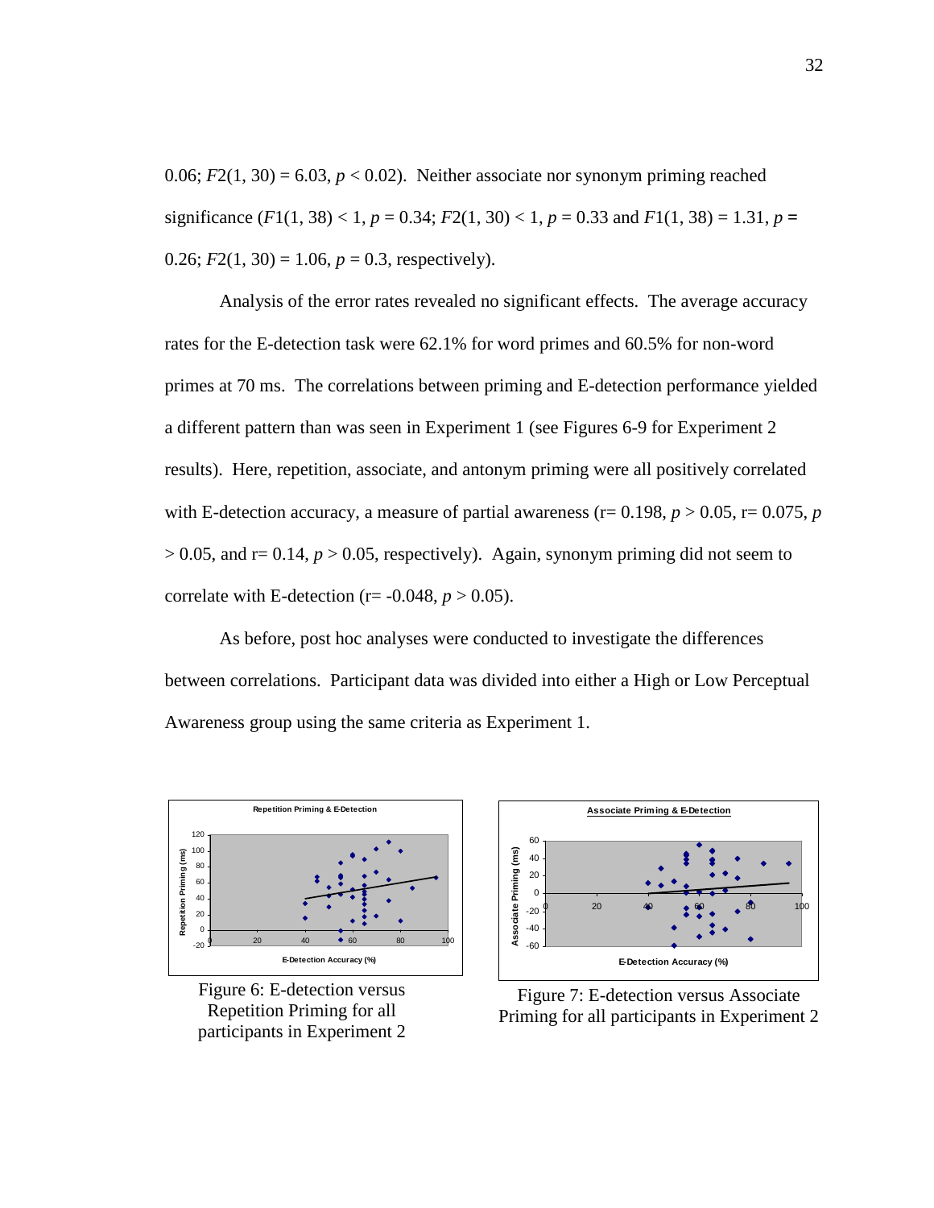0.06; $F2(1, 30) = 6.03$, $p < 0.02$). Neither associate nor synonym priming reached significance ($F1(1, 38) < 1$, $p = 0.34$; $F2(1, 30) < 1$, $p = 0.33$ and $F1(1, 38) = 1.31$, $p = 0.26$; $F2(1, 30) = 1.06$, $p = 0.3$, respectively).

Analysis of the error rates revealed no significant effects. The average accuracy rates for the E-detection task were 62.1% for word primes and 60.5% for non-word primes at 70 ms. The correlations between priming and E-detection performance yielded a different pattern than was seen in Experiment 1 (see Figures 6-9 for Experiment 2 results). Here, repetition, associate, and antonym priming were all positively correlated with E-detection accuracy, a measure of partial awareness (r= 0.198, $p > 0.05$, r= 0.075, $p > 0.05$, and r= 0.14, $p > 0.05$, respectively). Again, synonym priming did not seem to correlate with E-detection (r= -0.048, $p > 0.05$).

As before, post hoc analyses were conducted to investigate the differences between correlations. Participant data was divided into either a High or Low Perceptual Awareness group using the same criteria as Experiment 1.

Figure 6: E-detection versus Repetition Priming for all participants in Experiment 2

Figure 7: E-detection versus Associate Priming for all participants in Experiment 2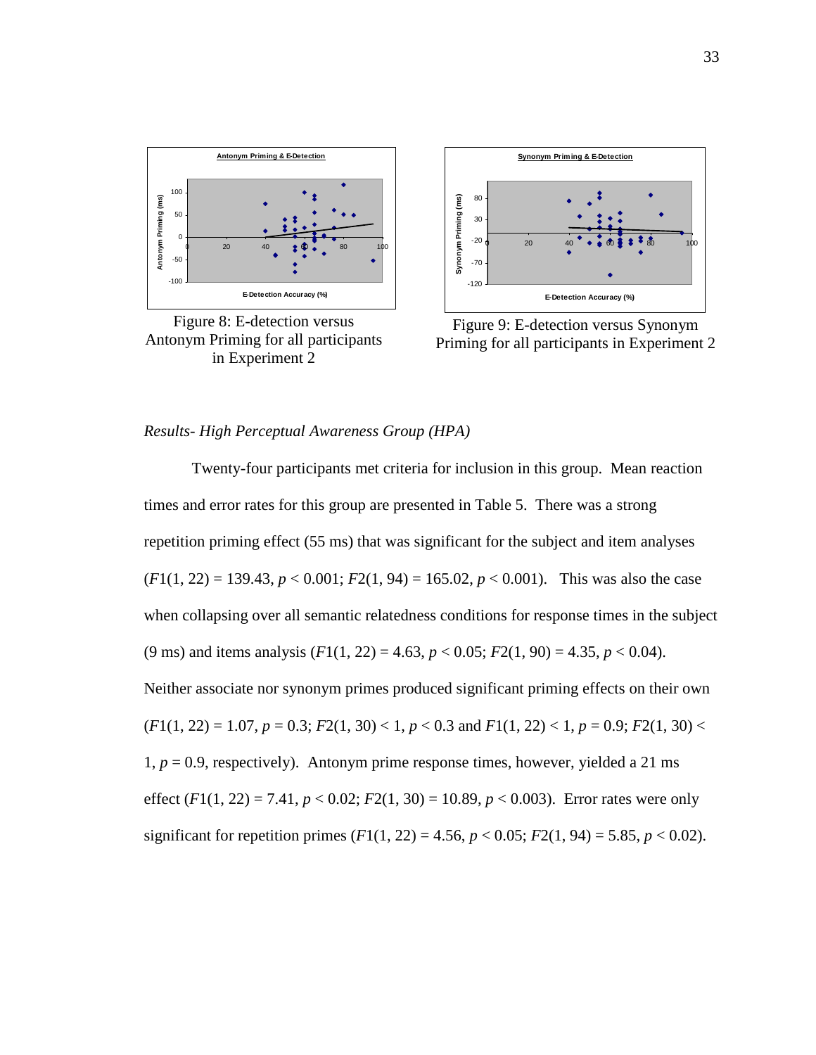Figure 8: E-detection versus Antonym Priming for all participants in Experiment 2

Figure 9: E-detection versus Synonym Priming for all participants in Experiment 2

*Results- High Perceptual Awareness Group (HPA)*

Twenty-four participants met criteria for inclusion in this group. Mean reaction times and error rates for this group are presented in Table 5. There was a strong repetition priming effect (55 ms) that was significant for the subject and item analyses ($F1(1, 22) = 139.43$, $p < 0.001$; $F2(1, 94) = 165.02$, $p < 0.001$). This was also the case when collapsing over all semantic relatedness conditions for response times in the subject (9 ms) and items analysis ($F1(1, 22) = 4.63$, $p < 0.05$; $F2(1, 90) = 4.35$, $p < 0.04$). Neither associate nor synonym primes produced significant priming effects on their own ($F1(1, 22) = 1.07$, $p = 0.3$; $F2(1, 30) < 1$, $p < 0.3$ and $F1(1, 22) < 1$, $p = 0.9$; $F2(1, 30) < 1$, $p = 0.9$, respectively). Antonym prime response times, however, yielded a 21 ms effect ($F1(1, 22) = 7.41$, $p < 0.02$; $F2(1, 30) = 10.89$, $p < 0.003$). Error rates were only significant for repetition primes ($F1(1, 22) = 4.56$, $p < 0.05$; $F2(1, 94) = 5.85$, $p < 0.02$).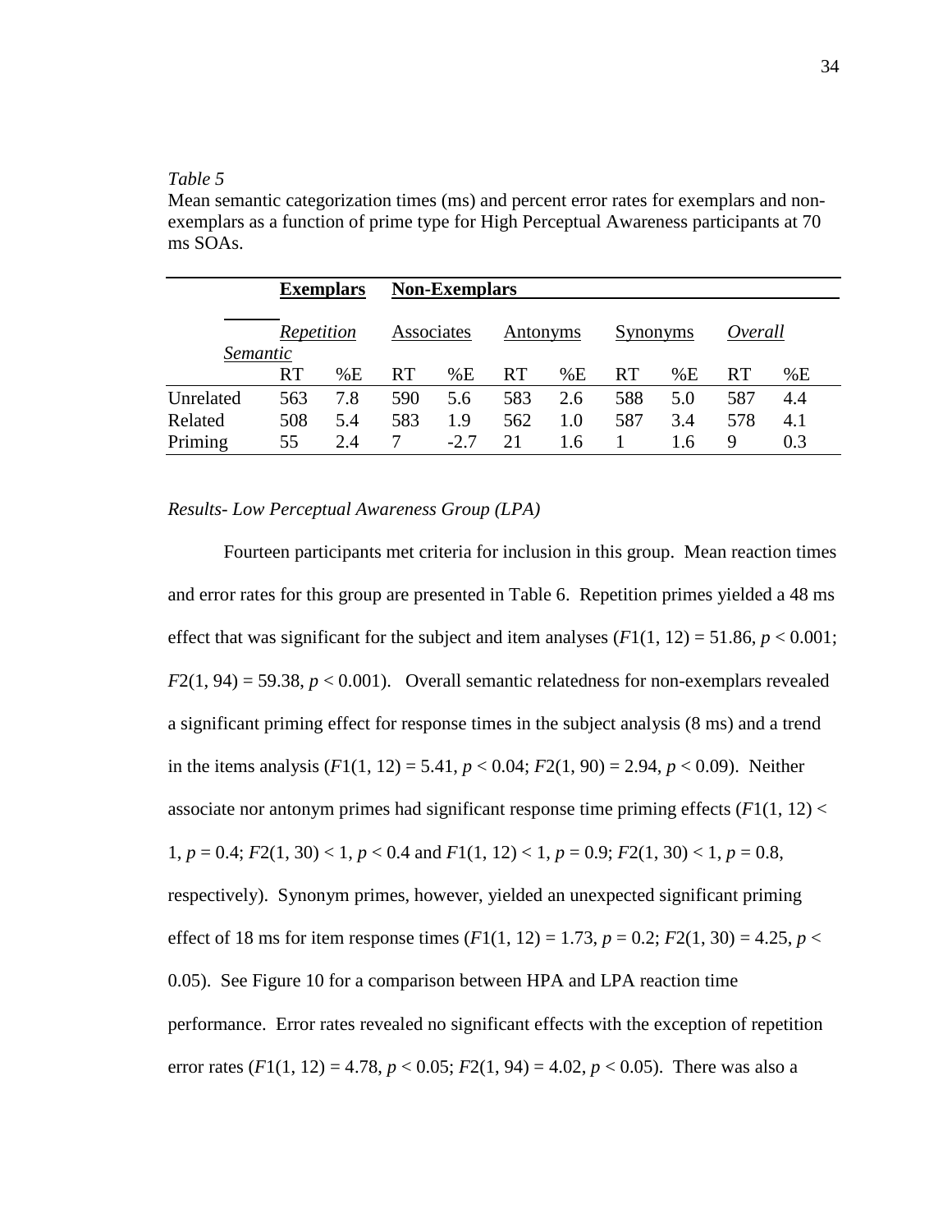*Table 5*

Mean semantic categorization times (ms) and percent error rates for exemplars and non-exemplars as a function of prime type for High Perceptual Awareness participants at 70 ms SOAs.

| | **Exemplars** | | **Non-Exemplars** | | | | | | | |
|---|---|---|---|---|---|---|---|---|---|---|
| *Semantic* | *Repetition* | | Associates | | Antonyms | | Synonyms | | *Overall* | |
| | RT | %E | RT | %E | RT | %E | RT | %E | RT | %E |
| Unrelated | 563 | 7.8 | 590 | 5.6 | 583 | 2.6 | 588 | 5.0 | 587 | 4.4 |
| Related | 508 | 5.4 | 583 | 1.9 | 562 | 1.0 | 587 | 3.4 | 578 | 4.1 |
| Priming | 55 | 2.4 | 7 | -2.7 | 21 | 1.6 | 1 | 1.6 | 9 | 0.3 |

*Results- Low Perceptual Awareness Group (LPA)*

Fourteen participants met criteria for inclusion in this group. Mean reaction times and error rates for this group are presented in Table 6. Repetition primes yielded a 48 ms effect that was significant for the subject and item analyses ($F1(1, 12) = 51.86$, $p < 0.001$; $F2(1, 94) = 59.38$, $p < 0.001$). Overall semantic relatedness for non-exemplars revealed a significant priming effect for response times in the subject analysis (8 ms) and a trend in the items analysis ($F1(1, 12) = 5.41$, $p < 0.04$; $F2(1, 90) = 2.94$, $p < 0.09$). Neither associate nor antonym primes had significant response time priming effects ($F1(1, 12) < 1$, $p = 0.4$; $F2(1, 30) < 1$, $p < 0.4$ and $F1(1, 12) < 1$, $p = 0.9$; $F2(1, 30) < 1$, $p = 0.8$, respectively). Synonym primes, however, yielded an unexpected significant priming effect of 18 ms for item response times ($F1(1, 12) = 1.73$, $p = 0.2$; $F2(1, 30) = 4.25$, $p < 0.05$). See Figure 10 for a comparison between HPA and LPA reaction time performance. Error rates revealed no significant effects with the exception of repetition error rates ($F1(1, 12) = 4.78$, $p < 0.05$; $F2(1, 94) = 4.02$, $p < 0.05$). There was also a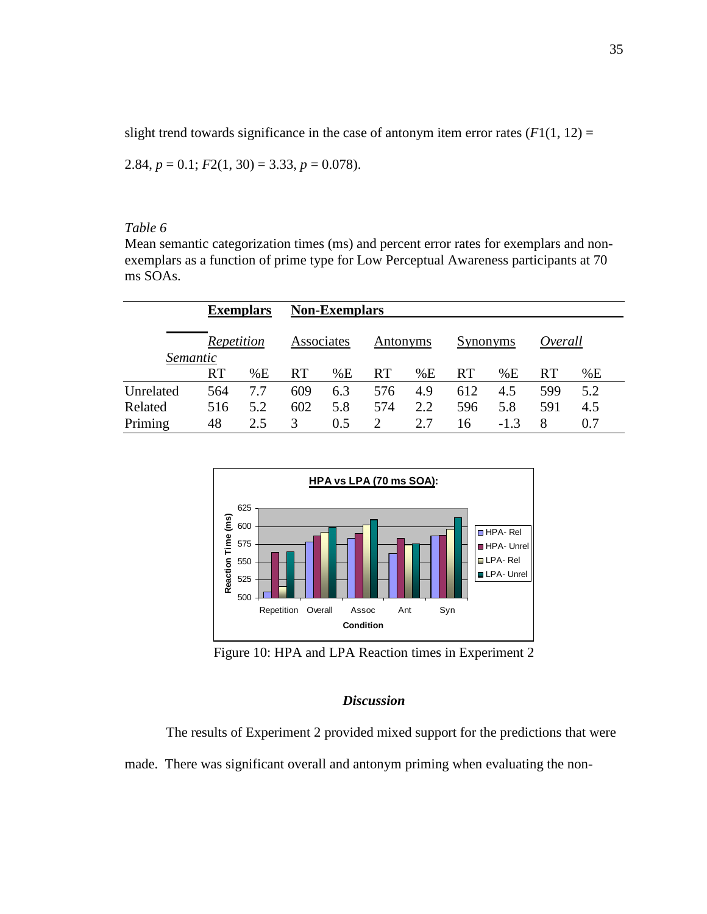slight trend towards significance in the case of antonym item error rates ($F1(1, 12) = 2.84$, $p = 0.1$; $F2(1, 30) = 3.33$, $p = 0.078$).

*Table 6*

Mean semantic categorization times (ms) and percent error rates for exemplars and non-exemplars as a function of prime type for Low Perceptual Awareness participants at 70 ms SOAs.

| | **Exemplars** | | **Non-Exemplars** | | | | | | | |
|---|---|---|---|---|---|---|---|---|---|---|
| *Semantic* | *Repetition* | | Associates | | Antonyms | | Synonyms | | *Overall* | |
| | RT | %E | RT | %E | RT | %E | RT | %E | RT | %E |
| Unrelated | 564 | 7.7 | 609 | 6.3 | 576 | 4.9 | 612 | 4.5 | 599 | 5.2 |
| Related | 516 | 5.2 | 602 | 5.8 | 574 | 2.2 | 596 | 5.8 | 591 | 4.5 |
| Priming | 48 | 2.5 | 3 | 0.5 | 2 | 2.7 | 16 | -1.3 | 8 | 0.7 |

Figure 10: HPA and LPA Reaction times in Experiment 2

### *Discussion*

The results of Experiment 2 provided mixed support for the predictions that were made. There was significant overall and antonym priming when evaluating the non-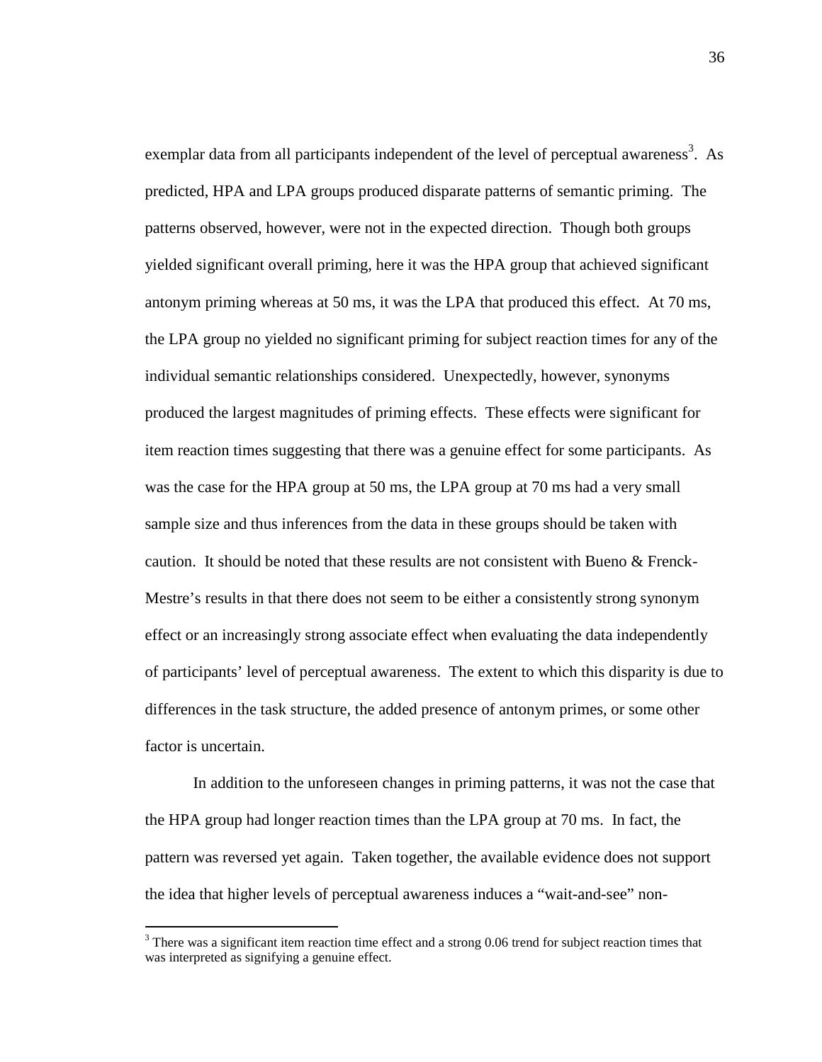exemplar data from all participants independent of the level of perceptual awareness[3]. As predicted, HPA and LPA groups produced disparate patterns of semantic priming. The patterns observed, however, were not in the expected direction. Though both groups yielded significant overall priming, here it was the HPA group that achieved significant antonym priming whereas at 50 ms, it was the LPA that produced this effect. At 70 ms, the LPA group no yielded no significant priming for subject reaction times for any of the individual semantic relationships considered. Unexpectedly, however, synonyms produced the largest magnitudes of priming effects. These effects were significant for item reaction times suggesting that there was a genuine effect for some participants. As was the case for the HPA group at 50 ms, the LPA group at 70 ms had a very small sample size and thus inferences from the data in these groups should be taken with caution. It should be noted that these results are not consistent with Bueno & Frenck-Mestre's results in that there does not seem to be either a consistently strong synonym effect or an increasingly strong associate effect when evaluating the data independently of participants' level of perceptual awareness. The extent to which this disparity is due to differences in the task structure, the added presence of antonym primes, or some other factor is uncertain.

In addition to the unforeseen changes in priming patterns, it was not the case that the HPA group had longer reaction times than the LPA group at 70 ms. In fact, the pattern was reversed yet again. Taken together, the available evidence does not support the idea that higher levels of perceptual awareness induces a "wait-and-see" non-

[3] There was a significant item reaction time effect and a strong 0.06 trend for subject reaction times that was interpreted as signifying a genuine effect.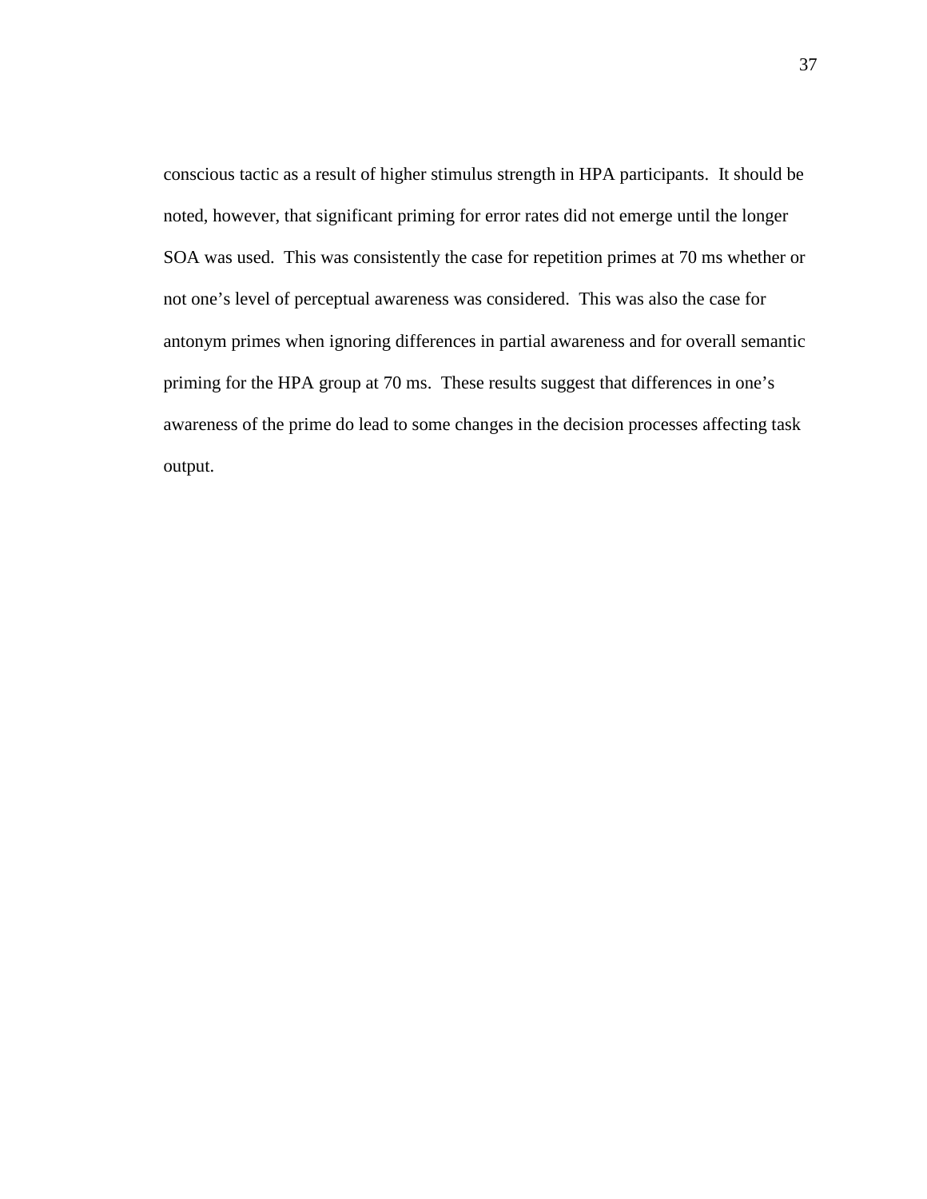conscious tactic as a result of higher stimulus strength in HPA participants. It should be noted, however, that significant priming for error rates did not emerge until the longer SOA was used. This was consistently the case for repetition primes at 70 ms whether or not one's level of perceptual awareness was considered. This was also the case for antonym primes when ignoring differences in partial awareness and for overall semantic priming for the HPA group at 70 ms. These results suggest that differences in one's awareness of the prime do lead to some changes in the decision processes affecting task output.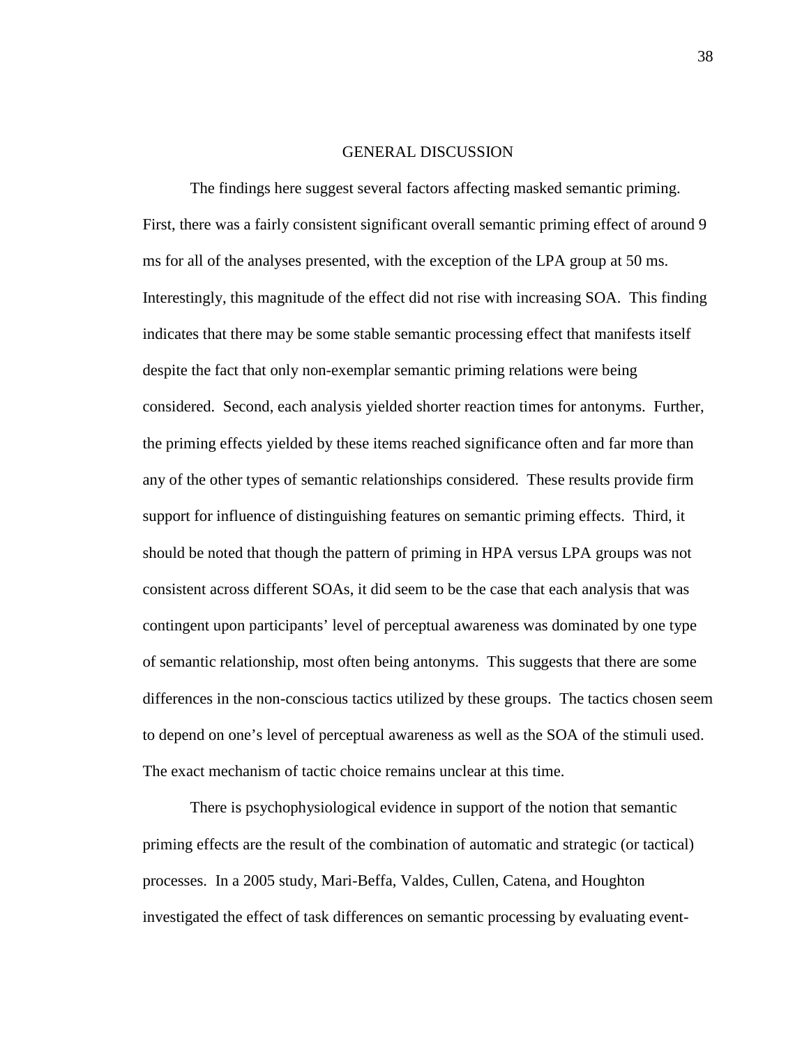# GENERAL DISCUSSION

The findings here suggest several factors affecting masked semantic priming. First, there was a fairly consistent significant overall semantic priming effect of around 9 ms for all of the analyses presented, with the exception of the LPA group at 50 ms. Interestingly, this magnitude of the effect did not rise with increasing SOA. This finding indicates that there may be some stable semantic processing effect that manifests itself despite the fact that only non-exemplar semantic priming relations were being considered. Second, each analysis yielded shorter reaction times for antonyms. Further, the priming effects yielded by these items reached significance often and far more than any of the other types of semantic relationships considered. These results provide firm support for influence of distinguishing features on semantic priming effects. Third, it should be noted that though the pattern of priming in HPA versus LPA groups was not consistent across different SOAs, it did seem to be the case that each analysis that was contingent upon participants' level of perceptual awareness was dominated by one type of semantic relationship, most often being antonyms. This suggests that there are some differences in the non-conscious tactics utilized by these groups. The tactics chosen seem to depend on one's level of perceptual awareness as well as the SOA of the stimuli used. The exact mechanism of tactic choice remains unclear at this time.

There is psychophysiological evidence in support of the notion that semantic priming effects are the result of the combination of automatic and strategic (or tactical) processes. In a 2005 study, Mari-Beffa, Valdes, Cullen, Catena, and Houghton investigated the effect of task differences on semantic processing by evaluating event-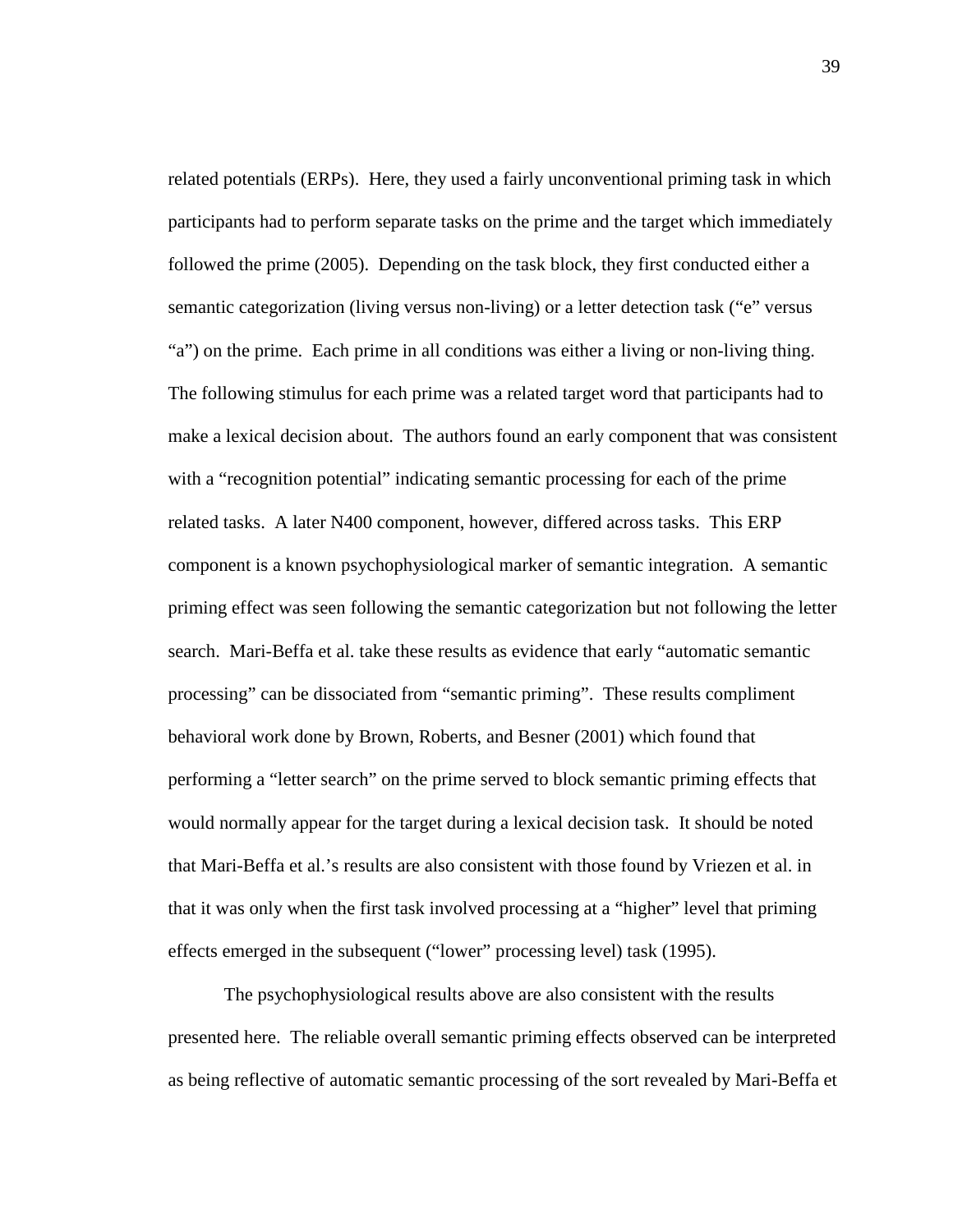related potentials (ERPs). Here, they used a fairly unconventional priming task in which participants had to perform separate tasks on the prime and the target which immediately followed the prime (2005). Depending on the task block, they first conducted either a semantic categorization (living versus non-living) or a letter detection task ("e" versus "a") on the prime. Each prime in all conditions was either a living or non-living thing. The following stimulus for each prime was a related target word that participants had to make a lexical decision about. The authors found an early component that was consistent with a "recognition potential" indicating semantic processing for each of the prime related tasks. A later N400 component, however, differed across tasks. This ERP component is a known psychophysiological marker of semantic integration. A semantic priming effect was seen following the semantic categorization but not following the letter search. Mari-Beffa et al. take these results as evidence that early "automatic semantic processing" can be dissociated from "semantic priming". These results compliment behavioral work done by Brown, Roberts, and Besner (2001) which found that performing a "letter search" on the prime served to block semantic priming effects that would normally appear for the target during a lexical decision task. It should be noted that Mari-Beffa et al.'s results are also consistent with those found by Vriezen et al. in that it was only when the first task involved processing at a "higher" level that priming effects emerged in the subsequent ("lower" processing level) task (1995).

The psychophysiological results above are also consistent with the results presented here. The reliable overall semantic priming effects observed can be interpreted as being reflective of automatic semantic processing of the sort revealed by Mari-Beffa et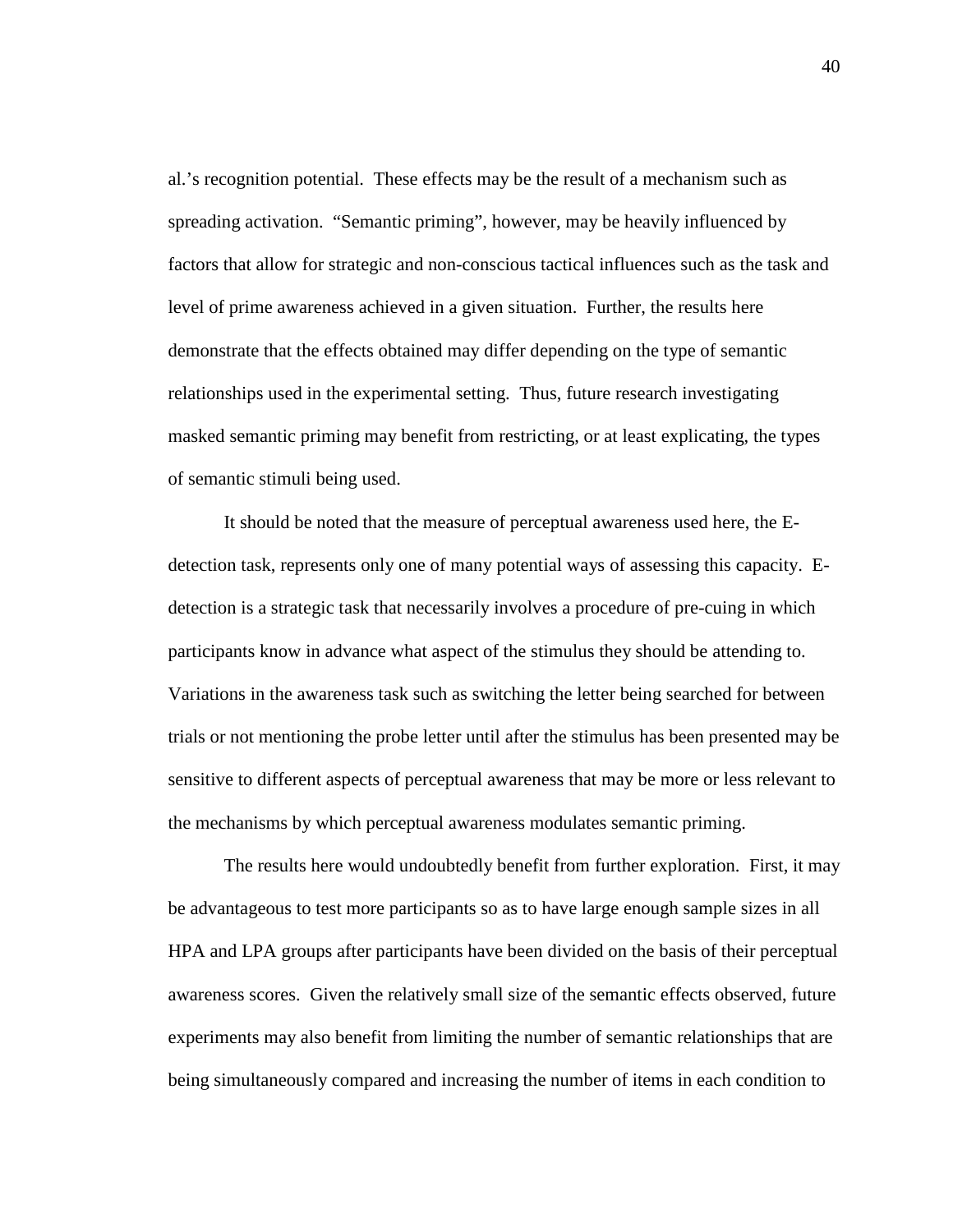al.'s recognition potential. These effects may be the result of a mechanism such as spreading activation. "Semantic priming", however, may be heavily influenced by factors that allow for strategic and non-conscious tactical influences such as the task and level of prime awareness achieved in a given situation. Further, the results here demonstrate that the effects obtained may differ depending on the type of semantic relationships used in the experimental setting. Thus, future research investigating masked semantic priming may benefit from restricting, or at least explicating, the types of semantic stimuli being used.

It should be noted that the measure of perceptual awareness used here, the E-detection task, represents only one of many potential ways of assessing this capacity. E-detection is a strategic task that necessarily involves a procedure of pre-cuing in which participants know in advance what aspect of the stimulus they should be attending to. Variations in the awareness task such as switching the letter being searched for between trials or not mentioning the probe letter until after the stimulus has been presented may be sensitive to different aspects of perceptual awareness that may be more or less relevant to the mechanisms by which perceptual awareness modulates semantic priming.

The results here would undoubtedly benefit from further exploration. First, it may be advantageous to test more participants so as to have large enough sample sizes in all HPA and LPA groups after participants have been divided on the basis of their perceptual awareness scores. Given the relatively small size of the semantic effects observed, future experiments may also benefit from limiting the number of semantic relationships that are being simultaneously compared and increasing the number of items in each condition to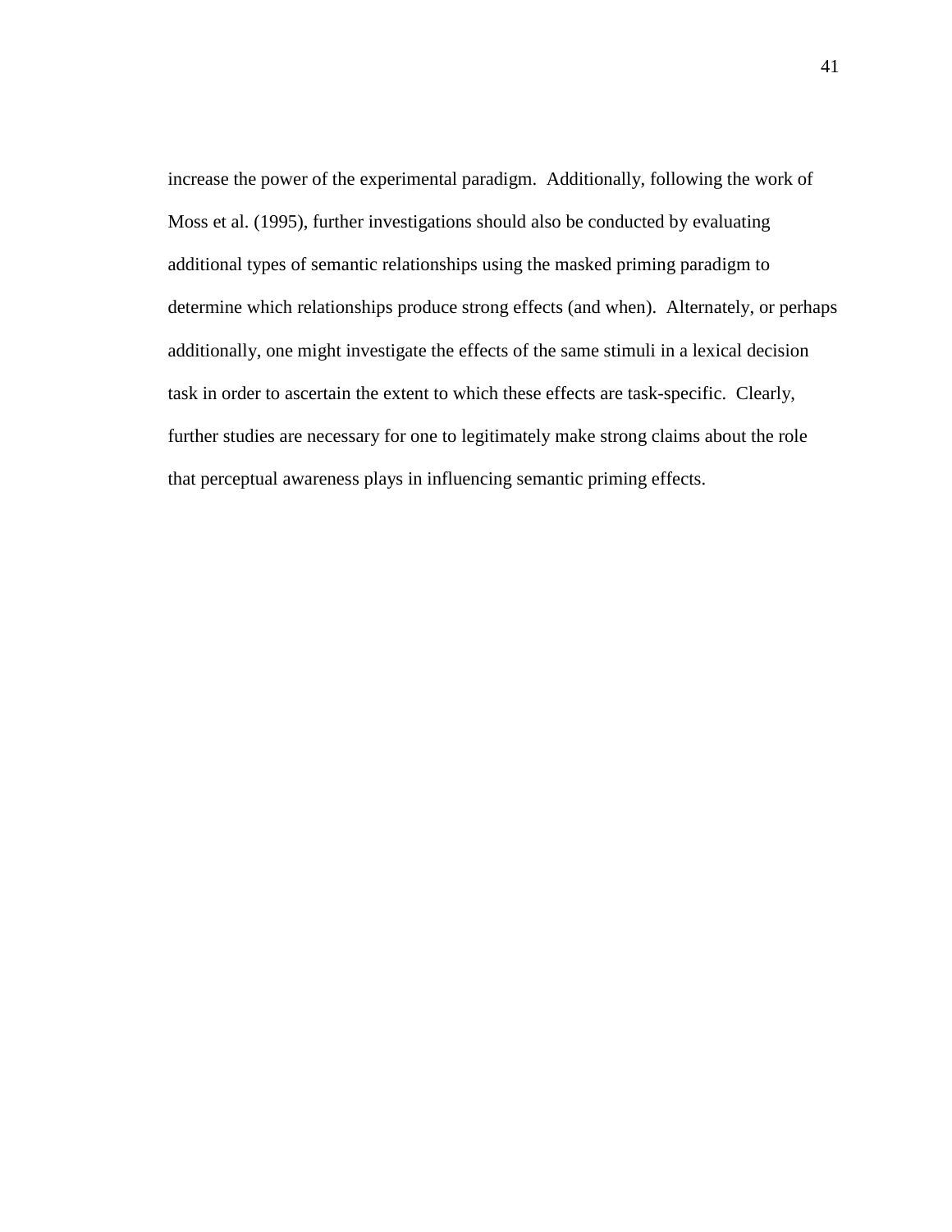increase the power of the experimental paradigm. Additionally, following the work of Moss et al. (1995), further investigations should also be conducted by evaluating additional types of semantic relationships using the masked priming paradigm to determine which relationships produce strong effects (and when). Alternately, or perhaps additionally, one might investigate the effects of the same stimuli in a lexical decision task in order to ascertain the extent to which these effects are task-specific. Clearly, further studies are necessary for one to legitimately make strong claims about the role that perceptual awareness plays in influencing semantic priming effects.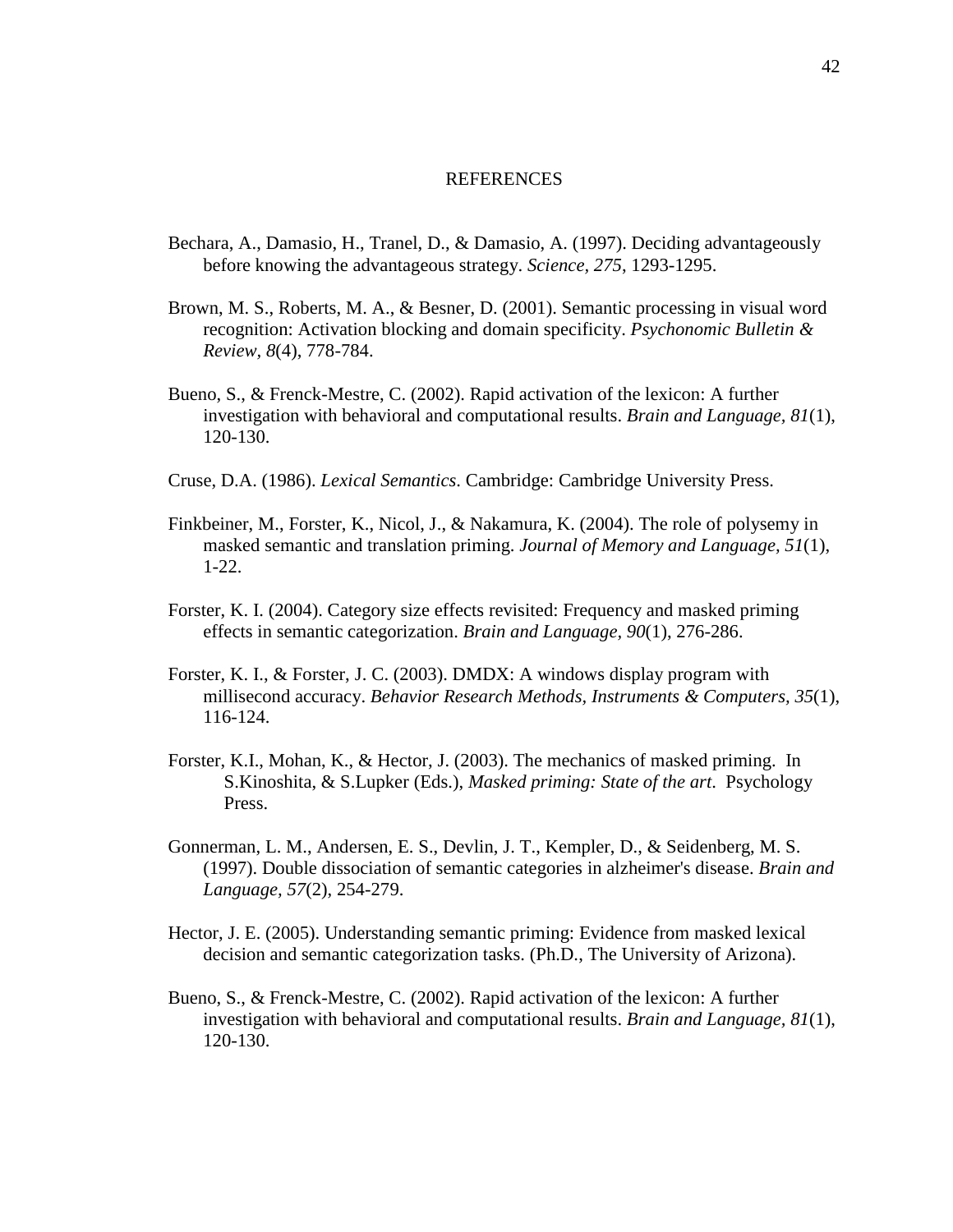# REFERENCES

Bechara, A., Damasio, H., Tranel, D., & Damasio, A. (1997). Deciding advantageously before knowing the advantageous strategy. *Science, 275*, 1293-1295.

Brown, M. S., Roberts, M. A., & Besner, D. (2001). Semantic processing in visual word recognition: Activation blocking and domain specificity. *Psychonomic Bulletin & Review, 8*(4), 778-784.

Bueno, S., & Frenck-Mestre, C. (2002). Rapid activation of the lexicon: A further investigation with behavioral and computational results. *Brain and Language, 81*(1), 120-130.

Cruse, D.A. (1986). *Lexical Semantics*. Cambridge: Cambridge University Press.

Finkbeiner, M., Forster, K., Nicol, J., & Nakamura, K. (2004). The role of polysemy in masked semantic and translation priming. *Journal of Memory and Language, 51*(1), 1-22.

Forster, K. I. (2004). Category size effects revisited: Frequency and masked priming effects in semantic categorization. *Brain and Language, 90*(1), 276-286.

Forster, K. I., & Forster, J. C. (2003). DMDX: A windows display program with millisecond accuracy. *Behavior Research Methods, Instruments & Computers, 35*(1), 116-124.

Forster, K.I., Mohan, K., & Hector, J. (2003). The mechanics of masked priming. In S.Kinoshita, & S.Lupker (Eds.), *Masked priming: State of the art*. Psychology Press.

Gonnerman, L. M., Andersen, E. S., Devlin, J. T., Kempler, D., & Seidenberg, M. S. (1997). Double dissociation of semantic categories in alzheimer's disease. *Brain and Language, 57*(2), 254-279.

Hector, J. E. (2005). Understanding semantic priming: Evidence from masked lexical decision and semantic categorization tasks. (Ph.D., The University of Arizona).

Bueno, S., & Frenck-Mestre, C. (2002). Rapid activation of the lexicon: A further investigation with behavioral and computational results. *Brain and Language, 81*(1), 120-130.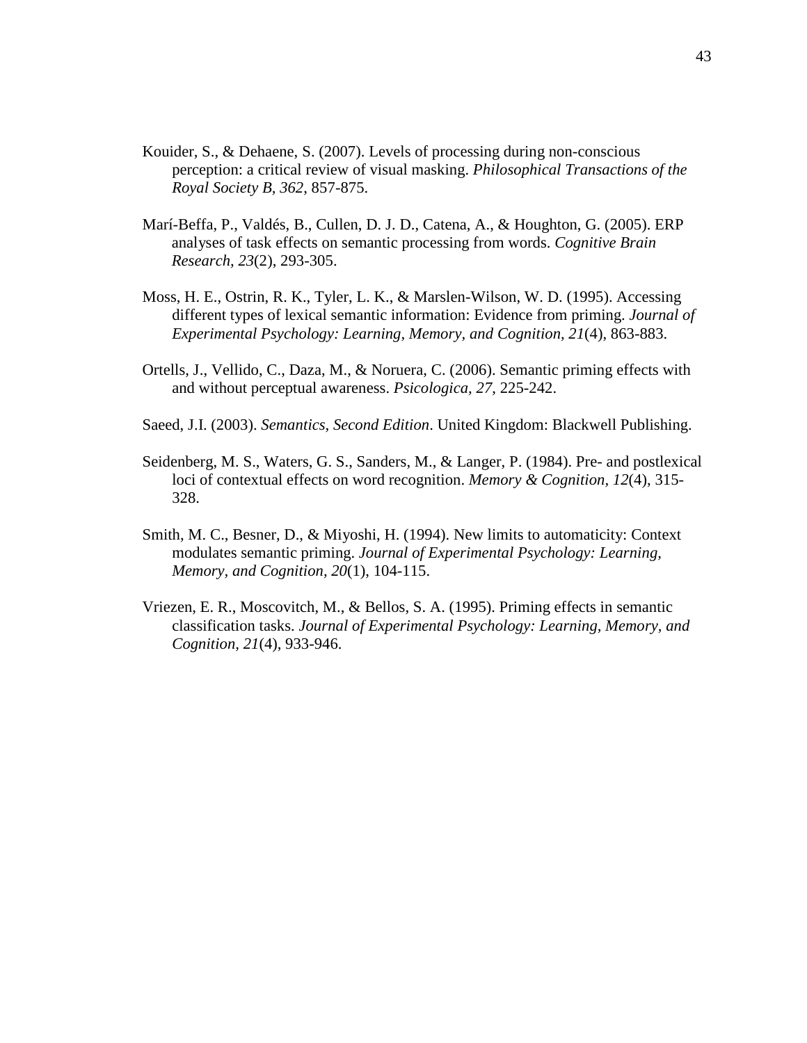Kouider, S., & Dehaene, S. (2007). Levels of processing during non-conscious perception: a critical review of visual masking. *Philosophical Transactions of the Royal Society B, 362*, 857-875.

Marí-Beffa, P., Valdés, B., Cullen, D. J. D., Catena, A., & Houghton, G. (2005). ERP analyses of task effects on semantic processing from words. *Cognitive Brain Research, 23*(2), 293-305.

Moss, H. E., Ostrin, R. K., Tyler, L. K., & Marslen-Wilson, W. D. (1995). Accessing different types of lexical semantic information: Evidence from priming. *Journal of Experimental Psychology: Learning, Memory, and Cognition, 21*(4), 863-883.

Ortells, J., Vellido, C., Daza, M., & Noruera, C. (2006). Semantic priming effects with and without perceptual awareness. *Psicologica, 27*, 225-242.

Saeed, J.I. (2003). *Semantics, Second Edition*. United Kingdom: Blackwell Publishing.

Seidenberg, M. S., Waters, G. S., Sanders, M., & Langer, P. (1984). Pre- and postlexical loci of contextual effects on word recognition. *Memory & Cognition, 12*(4), 315-328.

Smith, M. C., Besner, D., & Miyoshi, H. (1994). New limits to automaticity: Context modulates semantic priming. *Journal of Experimental Psychology: Learning, Memory, and Cognition, 20*(1), 104-115.

Vriezen, E. R., Moscovitch, M., & Bellos, S. A. (1995). Priming effects in semantic classification tasks. *Journal of Experimental Psychology: Learning, Memory, and Cognition, 21*(4), 933-946.